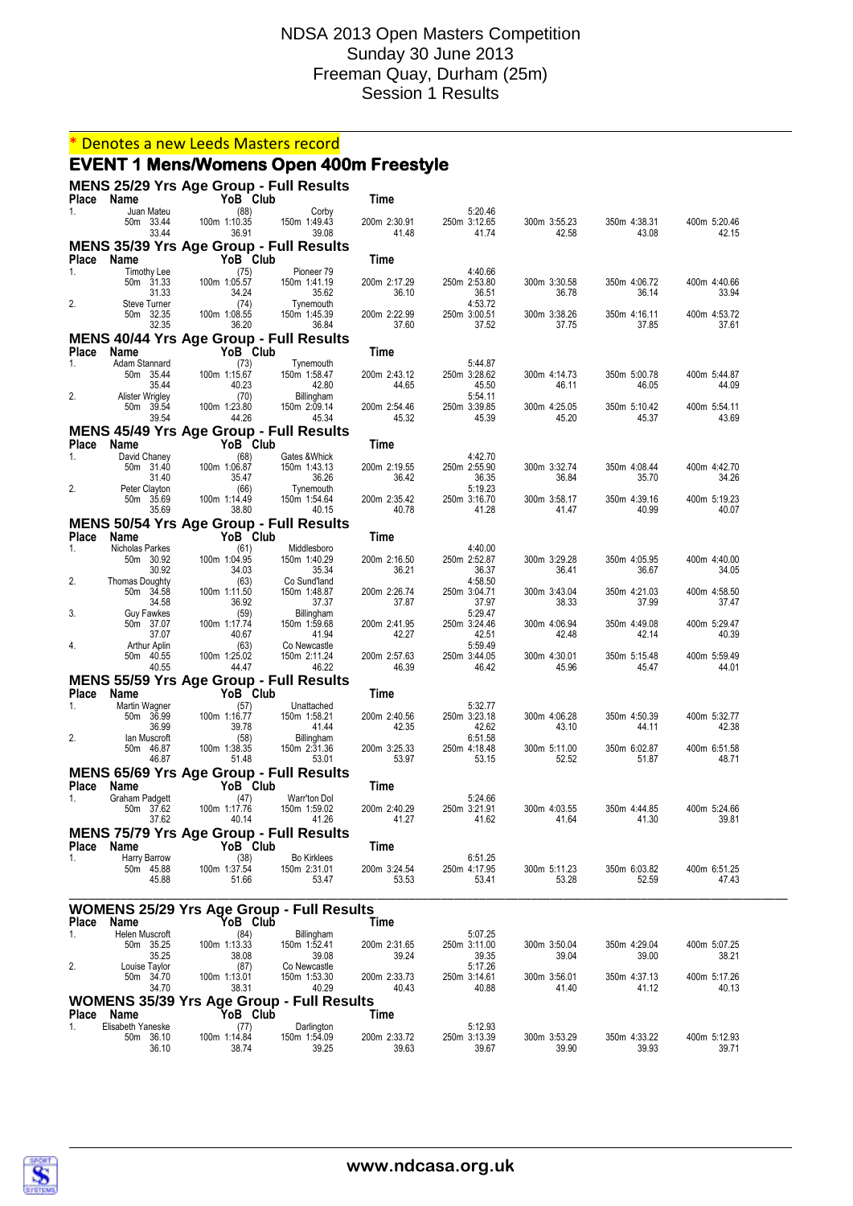# NDSA 2013 Open Masters Competition
## Sunday 30 June 2013
## Freeman Quay, Durham (25m)
## Session 1 Results

\* Denotes a new Leeds Masters record

## EVENT 1 Mens/Womens Open 400m Freestyle

### MENS 25/29 Yrs Age Group - Full Results

| Place | Name | YoB | Club | Time | | | | |
|---|---|---|---|---|---|---|---|---|
| 1. | Juan Mateu | (88) | Corby | | 5:20.46 | | | |
| | 50m 33.44 | 100m 1:10.35 | 150m 1:49.43 | 200m 2:30.91 | 250m 3:12.65 | 300m 3:55.23 | 350m 4:38.31 | 400m 5:20.46 |
| | 33.44 | 36.91 | 39.08 | 41.48 | 41.74 | 42.58 | 43.08 | 42.15 |

### MENS 35/39 Yrs Age Group - Full Results

| Place | Name | YoB | Club | Time | | | | |
|---|---|---|---|---|---|---|---|---|
| 1. | Timothy Lee | (75) | Pioneer 79 | | 4:40.66 | | | |
| | 50m 31.33 | 100m 1:05.57 | 150m 1:41.19 | 200m 2:17.29 | 250m 2:53.80 | 300m 3:30.58 | 350m 4:06.72 | 400m 4:40.66 |
| | 31.33 | 34.24 | 35.62 | 36.10 | 36.51 | 36.78 | 36.14 | 33.94 |
| 2. | Steve Turner | (74) | Tynemouth | | 4:53.72 | | | |
| | 50m 32.35 | 100m 1:08.55 | 150m 1:45.39 | 200m 2:22.99 | 250m 3:00.51 | 300m 3:38.26 | 350m 4:16.11 | 400m 4:53.72 |
| | 32.35 | 36.20 | 36.84 | 37.60 | 37.52 | 37.75 | 37.85 | 37.61 |

### MENS 40/44 Yrs Age Group - Full Results

| Place | Name | YoB | Club | Time | | | | |
|---|---|---|---|---|---|---|---|---|
| 1. | Adam Stannard | (73) | Tynemouth | | 5:44.87 | | | |
| | 50m 35.44 | 100m 1:15.67 | 150m 1:58.47 | 200m 2:43.12 | 250m 3:28.62 | 300m 4:14.73 | 350m 5:00.78 | 400m 5:44.87 |
| | 35.44 | 40.23 | 42.80 | 44.65 | 45.50 | 46.11 | 46.05 | 44.09 |
| 2. | Alister Wrigley | (70) | Billingham | | 5:54.11 | | | |
| | 50m 39.54 | 100m 1:23.80 | 150m 2:09.14 | 200m 2:54.46 | 250m 3:39.85 | 300m 4:25.05 | 350m 5:10.42 | 400m 5:54.11 |
| | 39.54 | 44.26 | 45.34 | 45.32 | 45.39 | 45.20 | 45.37 | 43.69 |

### MENS 45/49 Yrs Age Group - Full Results

| Place | Name | YoB | Club | Time | | | | |
|---|---|---|---|---|---|---|---|---|
| 1. | David Chaney | (68) | Gates &Whick | | 4:42.70 | | | |
| | 50m 31.40 | 100m 1:06.87 | 150m 1:43.13 | 200m 2:19.55 | 250m 2:55.90 | 300m 3:32.74 | 350m 4:08.44 | 400m 4:42.70 |
| | 31.40 | 35.47 | 36.26 | 36.42 | 36.35 | 36.84 | 35.70 | 34.26 |
| 2. | Peter Clayton | (66) | Tynemouth | | 5:19.23 | | | |
| | 50m 35.69 | 100m 1:14.49 | 150m 1:54.64 | 200m 2:35.42 | 250m 3:16.70 | 300m 3:58.17 | 350m 4:39.16 | 400m 5:19.23 |
| | 35.69 | 38.80 | 40.15 | 40.78 | 41.28 | 41.47 | 40.99 | 40.07 |

### MENS 50/54 Yrs Age Group - Full Results

| Place | Name | YoB | Club | Time | | | | |
|---|---|---|---|---|---|---|---|---|
| 1. | Nicholas Parkes | (61) | Middlesboro | | 4:40.00 | | | |
| | 50m 30.92 | 100m 1:04.95 | 150m 1:40.29 | 200m 2:16.50 | 250m 2:52.87 | 300m 3:29.28 | 350m 4:05.95 | 400m 4:40.00 |
| | 30.92 | 34.03 | 35.34 | 36.21 | 36.37 | 36.41 | 36.67 | 34.05 |
| 2. | Thomas Doughty | (63) | Co Sund'land | | 4:58.50 | | | |
| | 50m 34.58 | 100m 1:11.50 | 150m 1:48.87 | 200m 2:26.74 | 250m 3:04.71 | 300m 3:43.04 | 350m 4:21.03 | 400m 4:58.50 |
| | 34.58 | 36.92 | 37.37 | 37.87 | 37.97 | 38.33 | 37.99 | 37.47 |
| 3. | Guy Fawkes | (59) | Billingham | | 5:29.47 | | | |
| | 50m 37.07 | 100m 1:17.74 | 150m 1:59.68 | 200m 2:41.95 | 250m 3:24.46 | 300m 4:06.94 | 350m 4:49.08 | 400m 5:29.47 |
| | 37.07 | 40.67 | 41.94 | 42.27 | 42.51 | 42.48 | 42.14 | 40.39 |
| 4. | Arthur Aplin | (63) | Co Newcastle | | 5:59.49 | | | |
| | 50m 40.55 | 100m 1:25.02 | 150m 2:11.24 | 200m 2:57.63 | 250m 3:44.05 | 300m 4:30.01 | 350m 5:15.48 | 400m 5:59.49 |
| | 40.55 | 44.47 | 46.22 | 46.39 | 46.42 | 45.96 | 45.47 | 44.01 |

### MENS 55/59 Yrs Age Group - Full Results

| Place | Name | YoB | Club | Time | | | | |
|---|---|---|---|---|---|---|---|---|
| 1. | Martin Wagner | (57) | Unattached | | 5:32.77 | | | |
| | 50m 36.99 | 100m 1:16.77 | 150m 1:58.21 | 200m 2:40.56 | 250m 3:23.18 | 300m 4:06.28 | 350m 4:50.39 | 400m 5:32.77 |
| | 36.99 | 39.78 | 41.44 | 42.35 | 42.62 | 43.10 | 44.11 | 42.38 |
| 2. | Ian Muscroft | (58) | Billingham | | 6:51.58 | | | |
| | 50m 46.87 | 100m 1:38.35 | 150m 2:31.36 | 200m 3:25.33 | 250m 4:18.48 | 300m 5:11.00 | 350m 6:02.87 | 400m 6:51.58 |
| | 46.87 | 51.48 | 53.01 | 53.97 | 53.15 | 52.52 | 51.87 | 48.71 |

### MENS 65/69 Yrs Age Group - Full Results

| Place | Name | YoB | Club | Time | | | | |
|---|---|---|---|---|---|---|---|---|
| 1. | Graham Padgett | (47) | Warr'ton Dol | | 5:24.66 | | | |
| | 50m 37.62 | 100m 1:17.76 | 150m 1:59.02 | 200m 2:40.29 | 250m 3:21.91 | 300m 4:03.55 | 350m 4:44.85 | 400m 5:24.66 |
| | 37.62 | 40.14 | 41.26 | 41.27 | 41.62 | 41.64 | 41.30 | 39.81 |

### MENS 75/79 Yrs Age Group - Full Results

| Place | Name | YoB | Club | Time | | | | |
|---|---|---|---|---|---|---|---|---|
| 1. | Harry Barrow | (38) | Bo Kirklees | | 6:51.25 | | | |
| | 50m 45.88 | 100m 1:37.54 | 150m 2:31.01 | 200m 3:24.54 | 250m 4:17.95 | 300m 5:11.23 | 350m 6:03.82 | 400m 6:51.25 |
| | 45.88 | 51.66 | 53.47 | 53.53 | 53.41 | 53.28 | 52.59 | 47.43 |

---

### WOMENS 25/29 Yrs Age Group - Full Results

| Place | Name | YoB | Club | Time | | | | |
|---|---|---|---|---|---|---|---|---|
| 1. | Helen Muscroft | (84) | Billingham | | 5:07.25 | | | |
| | 50m 35.25 | 100m 1:13.33 | 150m 1:52.41 | 200m 2:31.65 | 250m 3:11.00 | 300m 3:50.04 | 350m 4:29.04 | 400m 5:07.25 |
| | 35.25 | 38.08 | 39.08 | 39.24 | 39.35 | 39.04 | 39.00 | 38.21 |
| 2. | Louise Taylor | (87) | Co Newcastle | | 5:17.26 | | | |
| | 50m 34.70 | 100m 1:13.01 | 150m 1:53.30 | 200m 2:33.73 | 250m 3:14.61 | 300m 3:56.01 | 350m 4:37.13 | 400m 5:17.26 |
| | 34.70 | 38.31 | 40.29 | 40.43 | 40.88 | 41.40 | 41.12 | 40.13 |

### WOMENS 35/39 Yrs Age Group - Full Results

| Place | Name | YoB | Club | Time | | | | |
|---|---|---|---|---|---|---|---|---|
| 1. | Elisabeth Yaneske | (77) | Darlington | | 5:12.93 | | | |
| | 50m 36.10 | 100m 1:14.84 | 150m 1:54.09 | 200m 2:33.72 | 250m 3:13.39 | 300m 3:53.29 | 350m 4:33.22 | 400m 5:12.93 |
| | 36.10 | 38.74 | 39.25 | 39.63 | 39.67 | 39.90 | 39.93 | 39.71 |

www.ndcasa.org.uk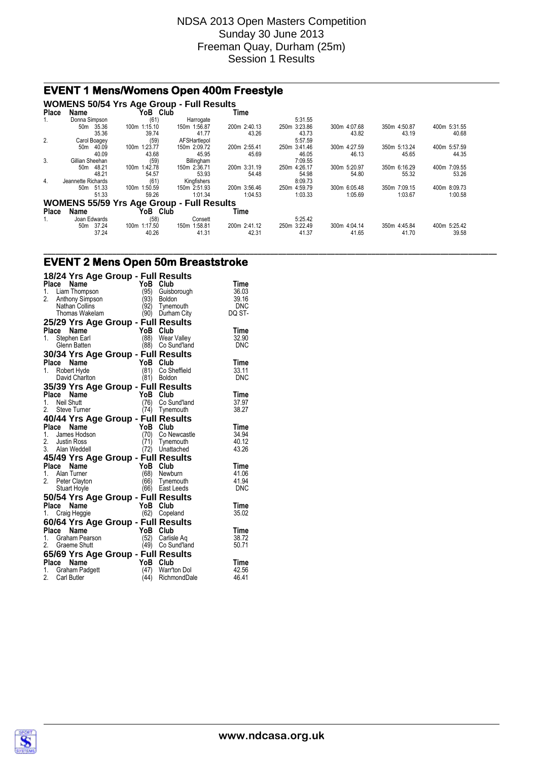# NDSA 2013 Open Masters Competition
Sunday 30 June 2013
Freeman Quay, Durham (25m)
Session 1 Results

## EVENT 1 Mens/Womens Open 400m Freestyle

### WOMENS 50/54 Yrs Age Group - Full Results

| Place | Name | YoB | Club | Time | | | | |
|---|---|---|---|---|---|---|---|---|
| 1. | Donna Simpson | (61) | Harrogate | | 5:31.55 | | | |
| | 50m 35.36 | 100m 1:15.10 | 150m 1:56.87 | 200m 2:40.13 | 250m 3:23.86 | 300m 4:07.68 | 350m 4:50.87 | 400m 5:31.55 |
| | 35.36 | 39.74 | 41.77 | 43.26 | 43.73 | 43.82 | 43.19 | 40.68 |
| 2. | Carol Boagey | (59) | AFSHartlepol | | 5:57.59 | | | |
| | 50m 40.09 | 100m 1:23.77 | 150m 2:09.72 | 200m 2:55.41 | 250m 3:41.46 | 300m 4:27.59 | 350m 5:13.24 | 400m 5:57.59 |
| | 40.09 | 43.68 | 45.95 | 45.69 | 46.05 | 46.13 | 45.65 | 44.35 |
| 3. | Gillian Sheehan | (59) | Billingham | | 7:09.55 | | | |
| | 50m 48.21 | 100m 1:42.78 | 150m 2:36.71 | 200m 3:31.19 | 250m 4:26.17 | 300m 5:20.97 | 350m 6:16.29 | 400m 7:09.55 |
| | 48.21 | 54.57 | 53.93 | 54.48 | 54.98 | 54.80 | 55.32 | 53.26 |
| 4. | Jeannette Richards | (61) | Kingfishers | | 8:09.73 | | | |
| | 50m 51.33 | 100m 1:50.59 | 150m 2:51.93 | 200m 3:56.46 | 250m 4:59.79 | 300m 6:05.48 | 350m 7:09.15 | 400m 8:09.73 |
| | 51.33 | 59.26 | 1:01.34 | 1:04.53 | 1:03.33 | 1:05.69 | 1:03.67 | 1:00.58 |

### WOMENS 55/59 Yrs Age Group - Full Results

| Place | Name | YoB | Club | Time | | | | |
|---|---|---|---|---|---|---|---|---|
| 1. | Joan Edwards | (58) | Consett | | 5:25.42 | | | |
| | 50m 37.24 | 100m 1:17.50 | 150m 1:58.81 | 200m 2:41.12 | 250m 3:22.49 | 300m 4:04.14 | 350m 4:45.84 | 400m 5:25.42 |
| | 37.24 | 40.26 | 41.31 | 42.31 | 41.37 | 41.65 | 41.70 | 39.58 |

## EVENT 2 Mens Open 50m Breaststroke

### 18/24 Yrs Age Group - Full Results

| Place | Name | YoB | Club | Time |
|---|---|---|---|---|
| 1. | Liam Thompson | (95) | Guisborough | 36.03 |
| 2. | Anthony Simpson | (93) | Boldon | 39.16 |
| | Nathan Collins | (92) | Tynemouth | DNC |
| | Thomas Wakelam | (90) | Durham City | DQ ST- |

### 25/29 Yrs Age Group - Full Results

| Place | Name | YoB | Club | Time |
|---|---|---|---|---|
| 1. | Stephen Earl | (88) | Wear Valley | 32.90 |
| | Glenn Batten | (88) | Co Sund'land | DNC |

### 30/34 Yrs Age Group - Full Results

| Place | Name | YoB | Club | Time |
|---|---|---|---|---|
| 1. | Robert Hyde | (81) | Co Sheffield | 33.11 |
| | David Charlton | (81) | Boldon | DNC |

### 35/39 Yrs Age Group - Full Results

| Place | Name | YoB | Club | Time |
|---|---|---|---|---|
| 1. | Neil Shutt | (76) | Co Sund'land | 37.97 |
| 2. | Steve Turner | (74) | Tynemouth | 38.27 |

### 40/44 Yrs Age Group - Full Results

| Place | Name | YoB | Club | Time |
|---|---|---|---|---|
| 1. | James Hodson | (70) | Co Newcastle | 34.94 |
| 2. | Justin Ross | (71) | Tynemouth | 40.12 |
| 3. | Alan Weddell | (72) | Unattached | 43.26 |

### 45/49 Yrs Age Group - Full Results

| Place | Name | YoB | Club | Time |
|---|---|---|---|---|
| 1. | Alan Turner | (68) | Newburn | 41.06 |
| 2. | Peter Clayton | (66) | Tynemouth | 41.94 |
| | Stuart Hoyle | (66) | East Leeds | DNC |

### 50/54 Yrs Age Group - Full Results

| Place | Name | YoB | Club | Time |
|---|---|---|---|---|
| 1. | Craig Heggie | (62) | Copeland | 35.02 |

### 60/64 Yrs Age Group - Full Results

| Place | Name | YoB | Club | Time |
|---|---|---|---|---|
| 1. | Graham Pearson | (52) | Carlisle Aq | 38.72 |
| 2. | Graeme Shutt | (49) | Co Sund'land | 50.71 |

### 65/69 Yrs Age Group - Full Results

| Place | Name | YoB | Club | Time |
|---|---|---|---|---|
| 1. | Graham Padgett | (47) | Warr'ton Dol | 42.56 |
| 2. | Carl Butler | (44) | RichmondDale | 46.41 |

www.ndcasa.org.uk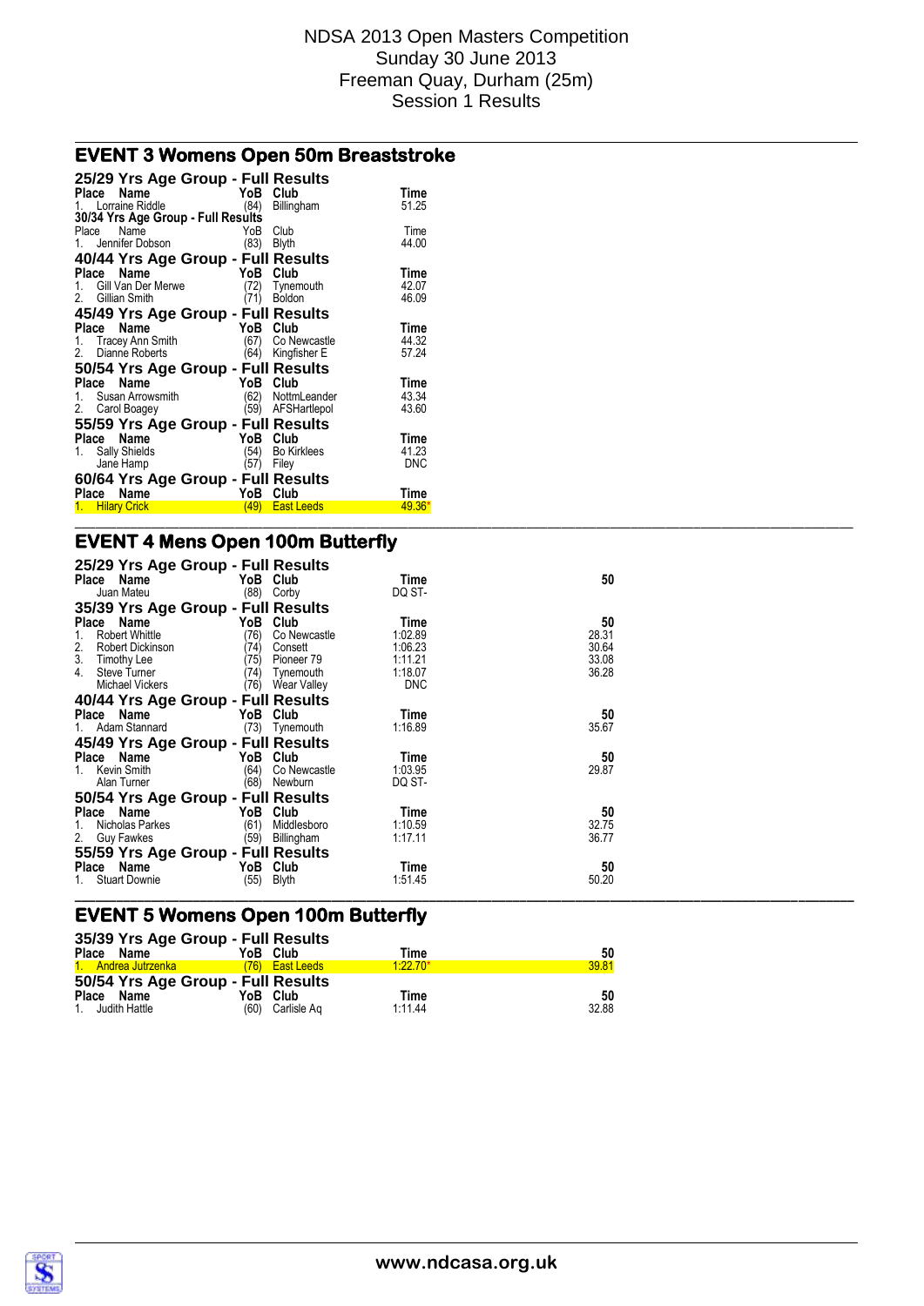NDSA 2013 Open Masters Competition
Sunday 30 June 2013
Freeman Quay, Durham (25m)
Session 1 Results

## EVENT 3 Womens Open 50m Breaststroke

### 25/29 Yrs Age Group - Full Results

| Place | Name | YoB | Club | Time |
|---|---|---|---|---|
| 1. | Lorraine Riddle | (84) | Billingham | 51.25 |

### 30/34 Yrs Age Group - Full Results

| Place | Name | YoB | Club | Time |
|---|---|---|---|---|
| 1. | Jennifer Dobson | (83) | Blyth | 44.00 |

### 40/44 Yrs Age Group - Full Results

| Place | Name | YoB | Club | Time |
|---|---|---|---|---|
| 1. | Gill Van Der Merwe | (72) | Tynemouth | 42.07 |
| 2. | Gillian Smith | (71) | Boldon | 46.09 |

### 45/49 Yrs Age Group - Full Results

| Place | Name | YoB | Club | Time |
|---|---|---|---|---|
| 1. | Tracey Ann Smith | (67) | Co Newcastle | 44.32 |
| 2. | Dianne Roberts | (64) | Kingfisher E | 57.24 |

### 50/54 Yrs Age Group - Full Results

| Place | Name | YoB | Club | Time |
|---|---|---|---|---|
| 1. | Susan Arrowsmith | (62) | NottmLeander | 43.34 |
| 2. | Carol Boagey | (59) | AFSHartlepol | 43.60 |

### 55/59 Yrs Age Group - Full Results

| Place | Name | YoB | Club | Time |
|---|---|---|---|---|
| 1. | Sally Shields | (54) | Bo Kirklees | 41.23 |
| | Jane Hamp | (57) | Filey | DNC |

### 60/64 Yrs Age Group - Full Results

| Place | Name | YoB | Club | Time |
|---|---|---|---|---|
| 1. | Hilary Crick | (49) | East Leeds | 49.36* |

## EVENT 4 Mens Open 100m Butterfly

### 25/29 Yrs Age Group - Full Results

| Place | Name | YoB | Club | Time | 50 |
|---|---|---|---|---|---|
| | Juan Mateu | (88) | Corby | DQ ST- | |

### 35/39 Yrs Age Group - Full Results

| Place | Name | YoB | Club | Time | 50 |
|---|---|---|---|---|---|
| 1. | Robert Whittle | (76) | Co Newcastle | 1:02.89 | 28.31 |
| 2. | Robert Dickinson | (74) | Consett | 1:06.23 | 30.64 |
| 3. | Timothy Lee | (75) | Pioneer 79 | 1:11.21 | 33.08 |
| 4. | Steve Turner | (74) | Tynemouth | 1:18.07 | 36.28 |
| | Michael Vickers | (76) | Wear Valley | DNC | |

### 40/44 Yrs Age Group - Full Results

| Place | Name | YoB | Club | Time | 50 |
|---|---|---|---|---|---|
| 1. | Adam Stannard | (73) | Tynemouth | 1:16.89 | 35.67 |

### 45/49 Yrs Age Group - Full Results

| Place | Name | YoB | Club | Time | 50 |
|---|---|---|---|---|---|
| 1. | Kevin Smith | (64) | Co Newcastle | 1:03.95 | 29.87 |
| | Alan Turner | (68) | Newburn | DQ ST- | |

### 50/54 Yrs Age Group - Full Results

| Place | Name | YoB | Club | Time | 50 |
|---|---|---|---|---|---|
| 1. | Nicholas Parkes | (61) | Middlesboro | 1:10.59 | 32.75 |
| 2. | Guy Fawkes | (59) | Billingham | 1:17.11 | 36.77 |

### 55/59 Yrs Age Group - Full Results

| Place | Name | YoB | Club | Time | 50 |
|---|---|---|---|---|---|
| 1. | Stuart Downie | (55) | Blyth | 1:51.45 | 50.20 |

## EVENT 5 Womens Open 100m Butterfly

### 35/39 Yrs Age Group - Full Results

| Place | Name | YoB | Club | Time | 50 |
|---|---|---|---|---|---|
| 1. | Andrea Jutrzenka | (76) | East Leeds | 1:22.70* | 39.81 |

### 50/54 Yrs Age Group - Full Results

| Place | Name | YoB | Club | Time | 50 |
|---|---|---|---|---|---|
| 1. | Judith Hattle | (60) | Carlisle Aq | 1:11.44 | 32.88 |

www.ndcasa.org.uk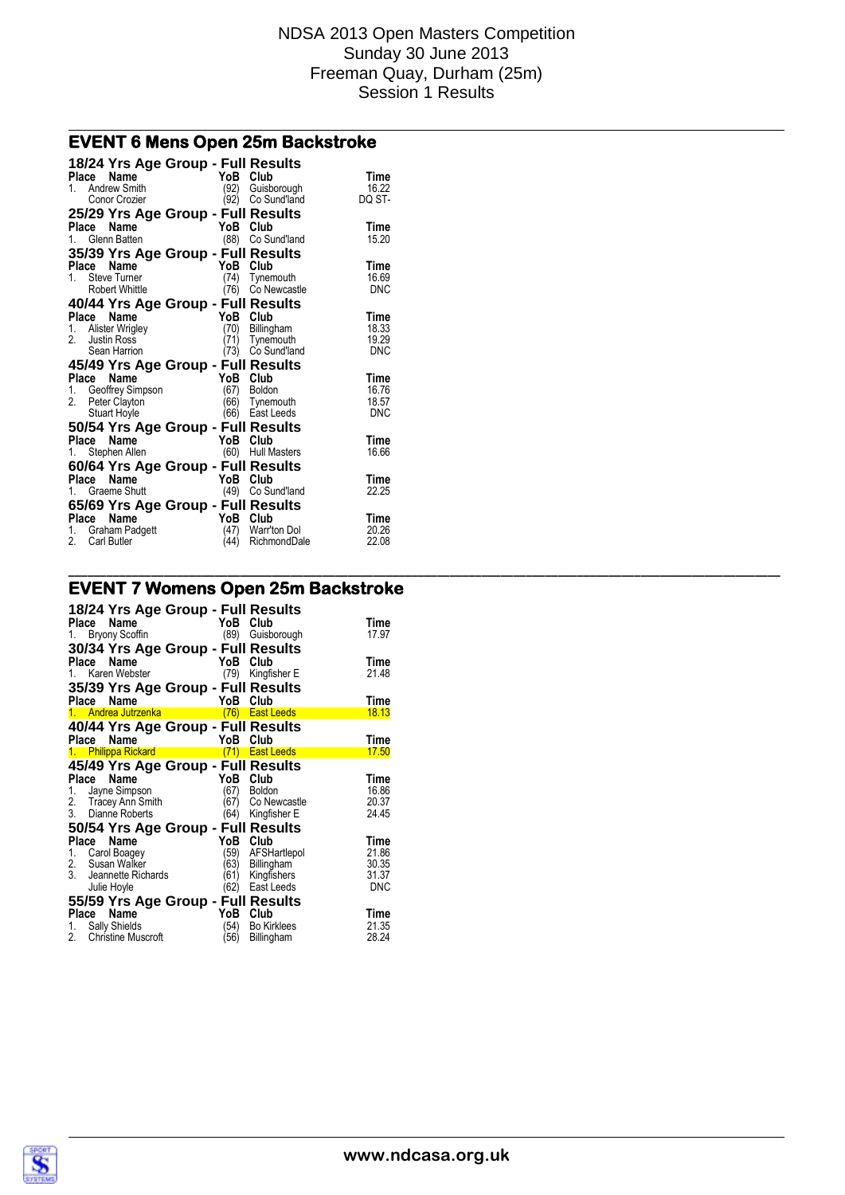NDSA 2013 Open Masters Competition
Sunday 30 June 2013
Freeman Quay, Durham (25m)
Session 1 Results

## EVENT 6 Mens Open 25m Backstroke

### 18/24 Yrs Age Group - Full Results

| Place | Name | YoB | Club | Time |
|---|---|---|---|---|
| 1. | Andrew Smith | (92) | Guisborough | 16.22 |
| | Conor Crozier | (92) | Co Sund'land | DQ ST- |

### 25/29 Yrs Age Group - Full Results

| Place | Name | YoB | Club | Time |
|---|---|---|---|---|
| 1. | Glenn Batten | (88) | Co Sund'land | 15.20 |

### 35/39 Yrs Age Group - Full Results

| Place | Name | YoB | Club | Time |
|---|---|---|---|---|
| 1. | Steve Turner | (74) | Tynemouth | 16.69 |
| | Robert Whittle | (76) | Co Newcastle | DNC |

### 40/44 Yrs Age Group - Full Results

| Place | Name | YoB | Club | Time |
|---|---|---|---|---|
| 1. | Alister Wrigley | (70) | Billingham | 18.33 |
| 2. | Justin Ross | (71) | Tynemouth | 19.29 |
| | Sean Harrion | (73) | Co Sund'land | DNC |

### 45/49 Yrs Age Group - Full Results

| Place | Name | YoB | Club | Time |
|---|---|---|---|---|
| 1. | Geoffrey Simpson | (67) | Boldon | 16.76 |
| 2. | Peter Clayton | (66) | Tynemouth | 18.57 |
| | Stuart Hoyle | (66) | East Leeds | DNC |

### 50/54 Yrs Age Group - Full Results

| Place | Name | YoB | Club | Time |
|---|---|---|---|---|
| 1. | Stephen Allen | (60) | Hull Masters | 16.66 |

### 60/64 Yrs Age Group - Full Results

| Place | Name | YoB | Club | Time |
|---|---|---|---|---|
| 1. | Graeme Shutt | (49) | Co Sund'land | 22.25 |

### 65/69 Yrs Age Group - Full Results

| Place | Name | YoB | Club | Time |
|---|---|---|---|---|
| 1. | Graham Padgett | (47) | Warr'ton Dol | 20.26 |
| 2. | Carl Butler | (44) | RichmondDale | 22.08 |

## EVENT 7 Womens Open 25m Backstroke

### 18/24 Yrs Age Group - Full Results

| Place | Name | YoB | Club | Time |
|---|---|---|---|---|
| 1. | Bryony Scoffin | (89) | Guisborough | 17.97 |

### 30/34 Yrs Age Group - Full Results

| Place | Name | YoB | Club | Time |
|---|---|---|---|---|
| 1. | Karen Webster | (79) | Kingfisher E | 21.48 |

### 35/39 Yrs Age Group - Full Results

| Place | Name | YoB | Club | Time |
|---|---|---|---|---|
| 1. | Andrea Jutrzenka | (76) | East Leeds | 18.13 |

### 40/44 Yrs Age Group - Full Results

| Place | Name | YoB | Club | Time |
|---|---|---|---|---|
| 1. | Philippa Rickard | (71) | East Leeds | 17.50 |

### 45/49 Yrs Age Group - Full Results

| Place | Name | YoB | Club | Time |
|---|---|---|---|---|
| 1. | Jayne Simpson | (67) | Boldon | 16.86 |
| 2. | Tracey Ann Smith | (67) | Co Newcastle | 20.37 |
| 3. | Dianne Roberts | (64) | Kingfisher E | 24.45 |

### 50/54 Yrs Age Group - Full Results

| Place | Name | YoB | Club | Time |
|---|---|---|---|---|
| 1. | Carol Boagey | (59) | AFSHartlepol | 21.86 |
| 2. | Susan Walker | (63) | Billingham | 30.35 |
| 3. | Jeannette Richards | (61) | Kingfishers | 31.37 |
| | Julie Hoyle | (62) | East Leeds | DNC |

### 55/59 Yrs Age Group - Full Results

| Place | Name | YoB | Club | Time |
|---|---|---|---|---|
| 1. | Sally Shields | (54) | Bo Kirklees | 21.35 |
| 2. | Christine Muscroft | (56) | Billingham | 28.24 |

www.ndcasa.org.uk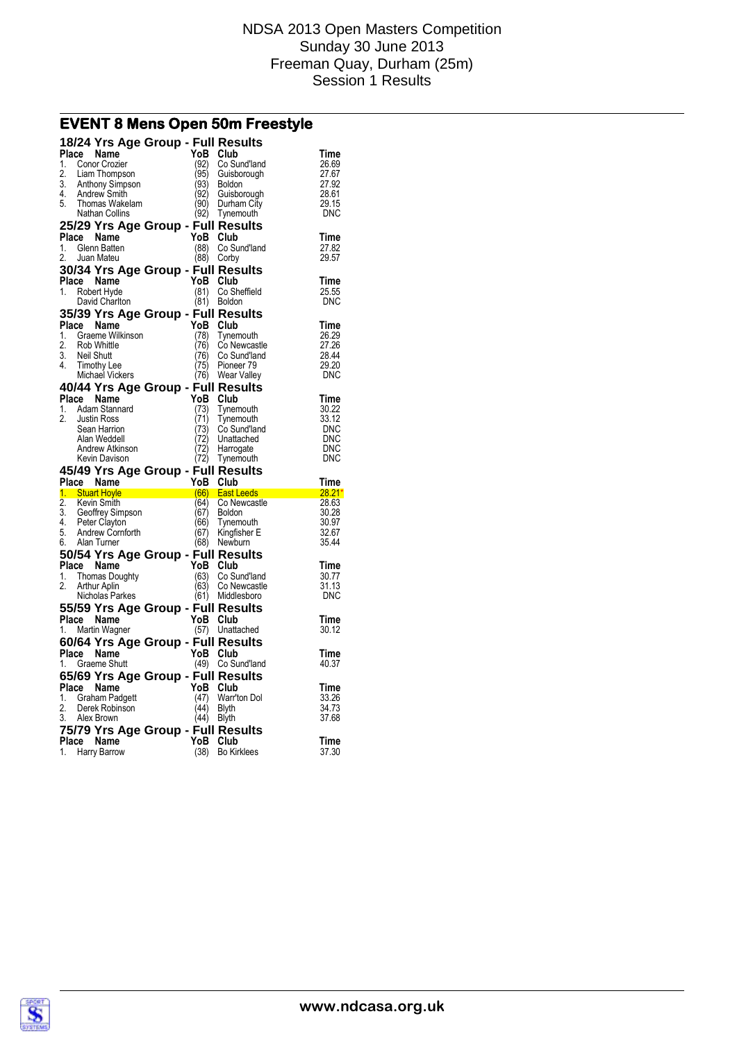NDSA 2013 Open Masters Competition
Sunday 30 June 2013
Freeman Quay, Durham (25m)
Session 1 Results

## EVENT 8 Mens Open 50m Freestyle

### 18/24 Yrs Age Group - Full Results

| Place | Name | YoB | Club | Time |
|---|---|---|---|---|
| 1. | Conor Crozier | (92) | Co Sund'land | 26.69 |
| 2. | Liam Thompson | (95) | Guisborough | 27.67 |
| 3. | Anthony Simpson | (93) | Boldon | 27.92 |
| 4. | Andrew Smith | (92) | Guisborough | 28.61 |
| 5. | Thomas Wakelam | (90) | Durham City | 29.15 |
| | Nathan Collins | (92) | Tynemouth | DNC |

### 25/29 Yrs Age Group - Full Results

| Place | Name | YoB | Club | Time |
|---|---|---|---|---|
| 1. | Glenn Batten | (88) | Co Sund'land | 27.82 |
| 2. | Juan Mateu | (88) | Corby | 29.57 |

### 30/34 Yrs Age Group - Full Results

| Place | Name | YoB | Club | Time |
|---|---|---|---|---|
| 1. | Robert Hyde | (81) | Co Sheffield | 25.55 |
| | David Charlton | (81) | Boldon | DNC |

### 35/39 Yrs Age Group - Full Results

| Place | Name | YoB | Club | Time |
|---|---|---|---|---|
| 1. | Graeme Wilkinson | (78) | Tynemouth | 26.29 |
| 2. | Rob Whittle | (76) | Co Newcastle | 27.26 |
| 3. | Neil Shutt | (76) | Co Sund'land | 28.44 |
| 4. | Timothy Lee | (75) | Pioneer 79 | 29.20 |
| | Michael Vickers | (76) | Wear Valley | DNC |

### 40/44 Yrs Age Group - Full Results

| Place | Name | YoB | Club | Time |
|---|---|---|---|---|
| 1. | Adam Stannard | (73) | Tynemouth | 30.22 |
| 2. | Justin Ross | (71) | Tynemouth | 33.12 |
| | Sean Harrion | (73) | Co Sund'land | DNC |
| | Alan Weddell | (72) | Unattached | DNC |
| | Andrew Atkinson | (72) | Harrogate | DNC |
| | Kevin Davison | (72) | Tynemouth | DNC |

### 45/49 Yrs Age Group - Full Results

| Place | Name | YoB | Club | Time |
|---|---|---|---|---|
| 1. | Stuart Hoyle | (66) | East Leeds | 28.21* |
| 2. | Kevin Smith | (64) | Co Newcastle | 28.63 |
| 3. | Geoffrey Simpson | (67) | Boldon | 30.28 |
| 4. | Peter Clayton | (66) | Tynemouth | 30.97 |
| 5. | Andrew Cornforth | (67) | Kingfisher E | 32.67 |
| 6. | Alan Turner | (68) | Newburn | 35.44 |

### 50/54 Yrs Age Group - Full Results

| Place | Name | YoB | Club | Time |
|---|---|---|---|---|
| 1. | Thomas Doughty | (63) | Co Sund'land | 30.77 |
| 2. | Arthur Aplin | (63) | Co Newcastle | 31.13 |
| | Nicholas Parkes | (61) | Middlesboro | DNC |

### 55/59 Yrs Age Group - Full Results

| Place | Name | YoB | Club | Time |
|---|---|---|---|---|
| 1. | Martin Wagner | (57) | Unattached | 30.12 |

### 60/64 Yrs Age Group - Full Results

| Place | Name | YoB | Club | Time |
|---|---|---|---|---|
| 1. | Graeme Shutt | (49) | Co Sund'land | 40.37 |

### 65/69 Yrs Age Group - Full Results

| Place | Name | YoB | Club | Time |
|---|---|---|---|---|
| 1. | Graham Padgett | (47) | Warr'ton Dol | 33.26 |
| 2. | Derek Robinson | (44) | Blyth | 34.73 |
| 3. | Alex Brown | (44) | Blyth | 37.68 |

### 75/79 Yrs Age Group - Full Results

| Place | Name | YoB | Club | Time |
|---|---|---|---|---|
| 1. | Harry Barrow | (38) | Bo Kirklees | 37.30 |

www.ndcasa.org.uk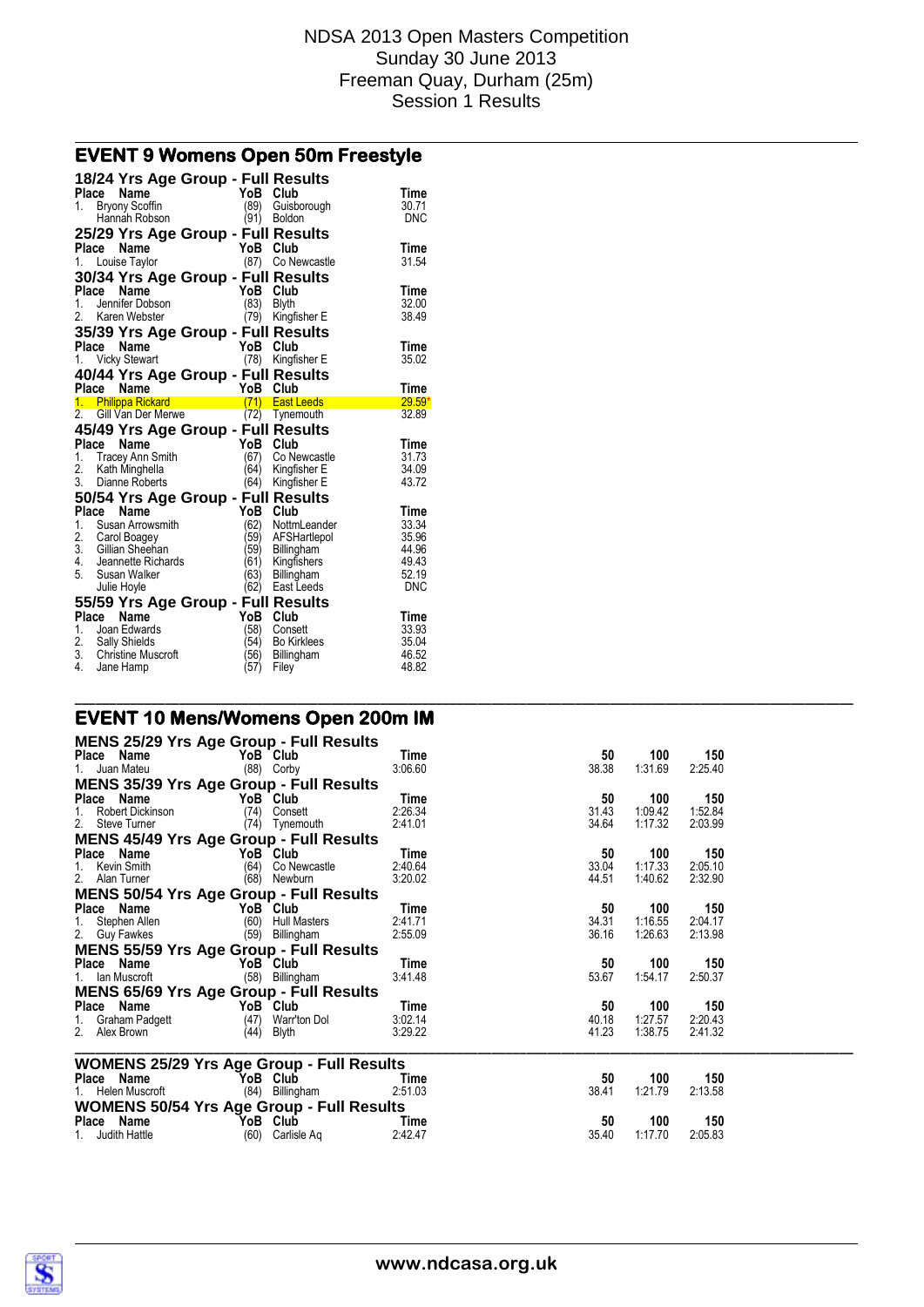NDSA 2013 Open Masters Competition
Sunday 30 June 2013
Freeman Quay, Durham (25m)
Session 1 Results

## EVENT 9 Womens Open 50m Freestyle

### 18/24 Yrs Age Group - Full Results

| Place | Name | YoB | Club | Time |
|---|---|---|---|---|
| 1. | Bryony Scoffin | (89) | Guisborough | 30.71 |
| | Hannah Robson | (91) | Boldon | DNC |

### 25/29 Yrs Age Group - Full Results

| Place | Name | YoB | Club | Time |
|---|---|---|---|---|
| 1. | Louise Taylor | (87) | Co Newcastle | 31.54 |

### 30/34 Yrs Age Group - Full Results

| Place | Name | YoB | Club | Time |
|---|---|---|---|---|
| 1. | Jennifer Dobson | (83) | Blyth | 32.00 |
| 2. | Karen Webster | (79) | Kingfisher E | 38.49 |

### 35/39 Yrs Age Group - Full Results

| Place | Name | YoB | Club | Time |
|---|---|---|---|---|
| 1. | Vicky Stewart | (78) | Kingfisher E | 35.02 |

### 40/44 Yrs Age Group - Full Results

| Place | Name | YoB | Club | Time |
|---|---|---|---|---|
| 1. | Philippa Rickard | (71) | East Leeds | 29.59* |
| 2. | Gill Van Der Merwe | (72) | Tynemouth | 32.89 |

### 45/49 Yrs Age Group - Full Results

| Place | Name | YoB | Club | Time |
|---|---|---|---|---|
| 1. | Tracey Ann Smith | (67) | Co Newcastle | 31.73 |
| 2. | Kath Minghella | (64) | Kingfisher E | 34.09 |
| 3. | Dianne Roberts | (64) | Kingfisher E | 43.72 |

### 50/54 Yrs Age Group - Full Results

| Place | Name | YoB | Club | Time |
|---|---|---|---|---|
| 1. | Susan Arrowsmith | (62) | NottmLeander | 33.34 |
| 2. | Carol Boagey | (59) | AFSHartlepol | 35.96 |
| 3. | Gillian Sheehan | (59) | Billingham | 44.96 |
| 4. | Jeannette Richards | (61) | Kingfishers | 49.43 |
| 5. | Susan Walker | (63) | Billingham | 52.19 |
| | Julie Hoyle | (62) | East Leeds | DNC |

### 55/59 Yrs Age Group - Full Results

| Place | Name | YoB | Club | Time |
|---|---|---|---|---|
| 1. | Joan Edwards | (58) | Consett | 33.93 |
| 2. | Sally Shields | (54) | Bo Kirklees | 35.04 |
| 3. | Christine Muscroft | (56) | Billingham | 46.52 |
| 4. | Jane Hamp | (57) | Filey | 48.82 |

## EVENT 10 Mens/Womens Open 200m IM

### MENS 25/29 Yrs Age Group - Full Results

| Place | Name | YoB | Club | Time | 50 | 100 | 150 |
|---|---|---|---|---|---|---|---|
| 1. | Juan Mateu | (88) | Corby | 3:06.60 | 38.38 | 1:31.69 | 2:25.40 |

### MENS 35/39 Yrs Age Group - Full Results

| Place | Name | YoB | Club | Time | 50 | 100 | 150 |
|---|---|---|---|---|---|---|---|
| 1. | Robert Dickinson | (74) | Consett | 2:26.34 | 31.43 | 1:09.42 | 1:52.84 |
| 2. | Steve Turner | (74) | Tynemouth | 2:41.01 | 34.64 | 1:17.32 | 2:03.99 |

### MENS 45/49 Yrs Age Group - Full Results

| Place | Name | YoB | Club | Time | 50 | 100 | 150 |
|---|---|---|---|---|---|---|---|
| 1. | Kevin Smith | (64) | Co Newcastle | 2:40.64 | 33.04 | 1:17.33 | 2:05.10 |
| 2. | Alan Turner | (68) | Newburn | 3:20.02 | 44.51 | 1:40.62 | 2:32.90 |

### MENS 50/54 Yrs Age Group - Full Results

| Place | Name | YoB | Club | Time | 50 | 100 | 150 |
|---|---|---|---|---|---|---|---|
| 1. | Stephen Allen | (60) | Hull Masters | 2:41.71 | 34.31 | 1:16.55 | 2:04.17 |
| 2. | Guy Fawkes | (59) | Billingham | 2:55.09 | 36.16 | 1:26.63 | 2:13.98 |

### MENS 55/59 Yrs Age Group - Full Results

| Place | Name | YoB | Club | Time | 50 | 100 | 150 |
|---|---|---|---|---|---|---|---|
| 1. | Ian Muscroft | (58) | Billingham | 3:41.48 | 53.67 | 1:54.17 | 2:50.37 |

### MENS 65/69 Yrs Age Group - Full Results

| Place | Name | YoB | Club | Time | 50 | 100 | 150 |
|---|---|---|---|---|---|---|---|
| 1. | Graham Padgett | (47) | Warr'ton Dol | 3:02.14 | 40.18 | 1:27.57 | 2:20.43 |
| 2. | Alex Brown | (44) | Blyth | 3:29.22 | 41.23 | 1:38.75 | 2:41.32 |

### WOMENS 25/29 Yrs Age Group - Full Results

| Place | Name | YoB | Club | Time | 50 | 100 | 150 |
|---|---|---|---|---|---|---|---|
| 1. | Helen Muscroft | (84) | Billingham | 2:51.03 | 38.41 | 1:21.79 | 2:13.58 |

### WOMENS 50/54 Yrs Age Group - Full Results

| Place | Name | YoB | Club | Time | 50 | 100 | 150 |
|---|---|---|---|---|---|---|---|
| 1. | Judith Hattle | (60) | Carlisle Aq | 2:42.47 | 35.40 | 1:17.70 | 2:05.83 |

www.ndcasa.org.uk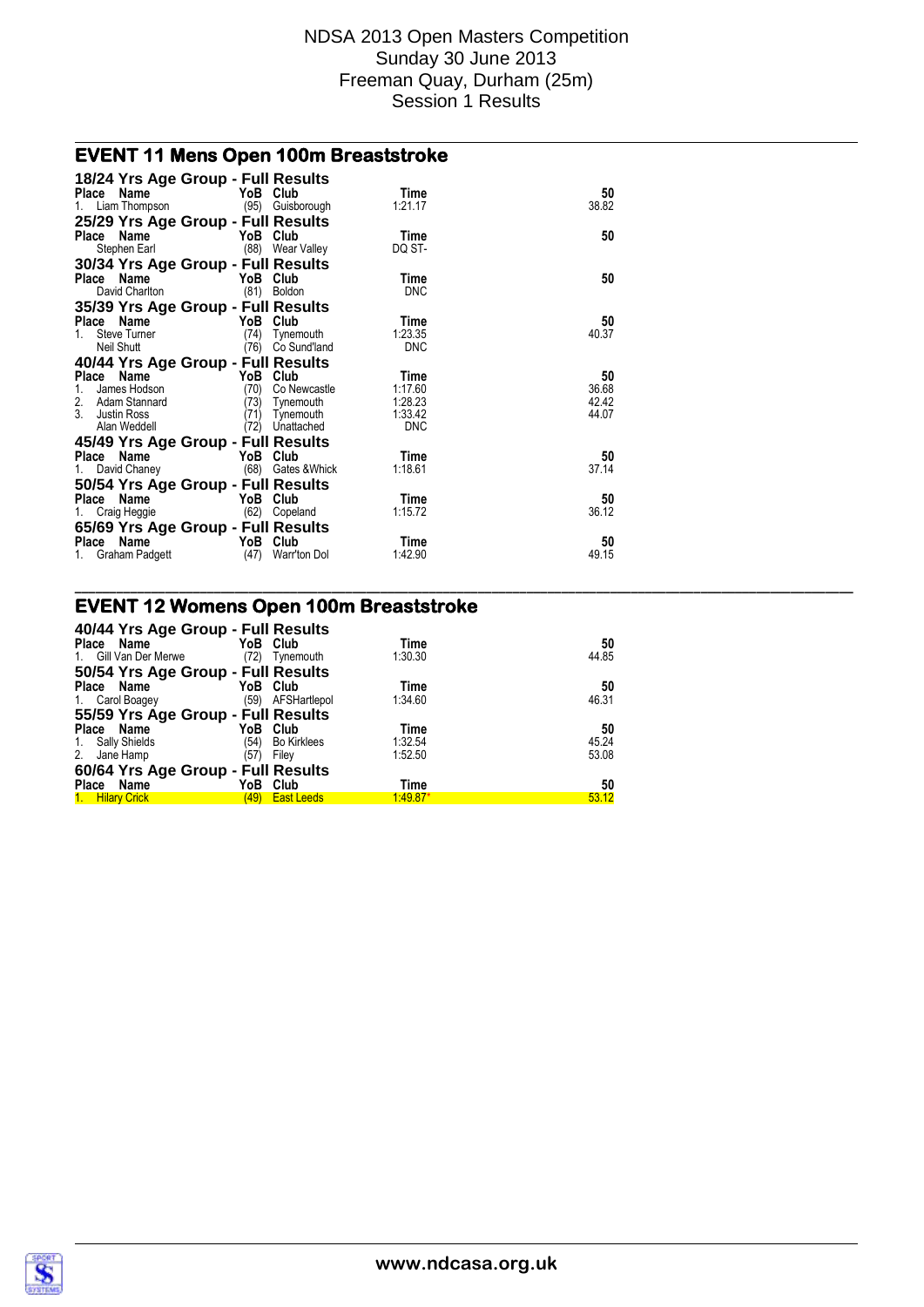NDSA 2013 Open Masters Competition
Sunday 30 June 2013
Freeman Quay, Durham (25m)
Session 1 Results

## EVENT 11 Mens Open 100m Breaststroke

### 18/24 Yrs Age Group - Full Results

| Place | Name | YoB | Club | Time | 50 |
|---|---|---|---|---|---|
| 1. | Liam Thompson | (95) | Guisborough | 1:21.17 | 38.82 |

### 25/29 Yrs Age Group - Full Results

| Place | Name | YoB | Club | Time | 50 |
|---|---|---|---|---|---|
| | Stephen Earl | (88) | Wear Valley | DQ ST- | |

### 30/34 Yrs Age Group - Full Results

| Place | Name | YoB | Club | Time | 50 |
|---|---|---|---|---|---|
| | David Charlton | (81) | Boldon | DNC | |

### 35/39 Yrs Age Group - Full Results

| Place | Name | YoB | Club | Time | 50 |
|---|---|---|---|---|---|
| 1. | Steve Turner | (74) | Tynemouth | 1:23.35 | 40.37 |
| | Neil Shutt | (76) | Co Sund'land | DNC | |

### 40/44 Yrs Age Group - Full Results

| Place | Name | YoB | Club | Time | 50 |
|---|---|---|---|---|---|
| 1. | James Hodson | (70) | Co Newcastle | 1:17.60 | 36.68 |
| 2. | Adam Stannard | (73) | Tynemouth | 1:28.23 | 42.42 |
| 3. | Justin Ross | (71) | Tynemouth | 1:33.42 | 44.07 |
| | Alan Weddell | (72) | Unattached | DNC | |

### 45/49 Yrs Age Group - Full Results

| Place | Name | YoB | Club | Time | 50 |
|---|---|---|---|---|---|
| 1. | David Chaney | (68) | Gates &Whick | 1:18.61 | 37.14 |

### 50/54 Yrs Age Group - Full Results

| Place | Name | YoB | Club | Time | 50 |
|---|---|---|---|---|---|
| 1. | Craig Heggie | (62) | Copeland | 1:15.72 | 36.12 |

### 65/69 Yrs Age Group - Full Results

| Place | Name | YoB | Club | Time | 50 |
|---|---|---|---|---|---|
| 1. | Graham Padgett | (47) | Warr'ton Dol | 1:42.90 | 49.15 |

## EVENT 12 Womens Open 100m Breaststroke

### 40/44 Yrs Age Group - Full Results

| Place | Name | YoB | Club | Time | 50 |
|---|---|---|---|---|---|
| 1. | Gill Van Der Merwe | (72) | Tynemouth | 1:30.30 | 44.85 |

### 50/54 Yrs Age Group - Full Results

| Place | Name | YoB | Club | Time | 50 |
|---|---|---|---|---|---|
| 1. | Carol Boagey | (59) | AFSHartlepol | 1:34.60 | 46.31 |

### 55/59 Yrs Age Group - Full Results

| Place | Name | YoB | Club | Time | 50 |
|---|---|---|---|---|---|
| 1. | Sally Shields | (54) | Bo Kirklees | 1:32.54 | 45.24 |
| 2. | Jane Hamp | (57) | Filey | 1:52.50 | 53.08 |

### 60/64 Yrs Age Group - Full Results

| Place | Name | YoB | Club | Time | 50 |
|---|---|---|---|---|---|
| 1. | Hilary Crick | (49) | East Leeds | 1:49.87* | 53.12 |

www.ndcasa.org.uk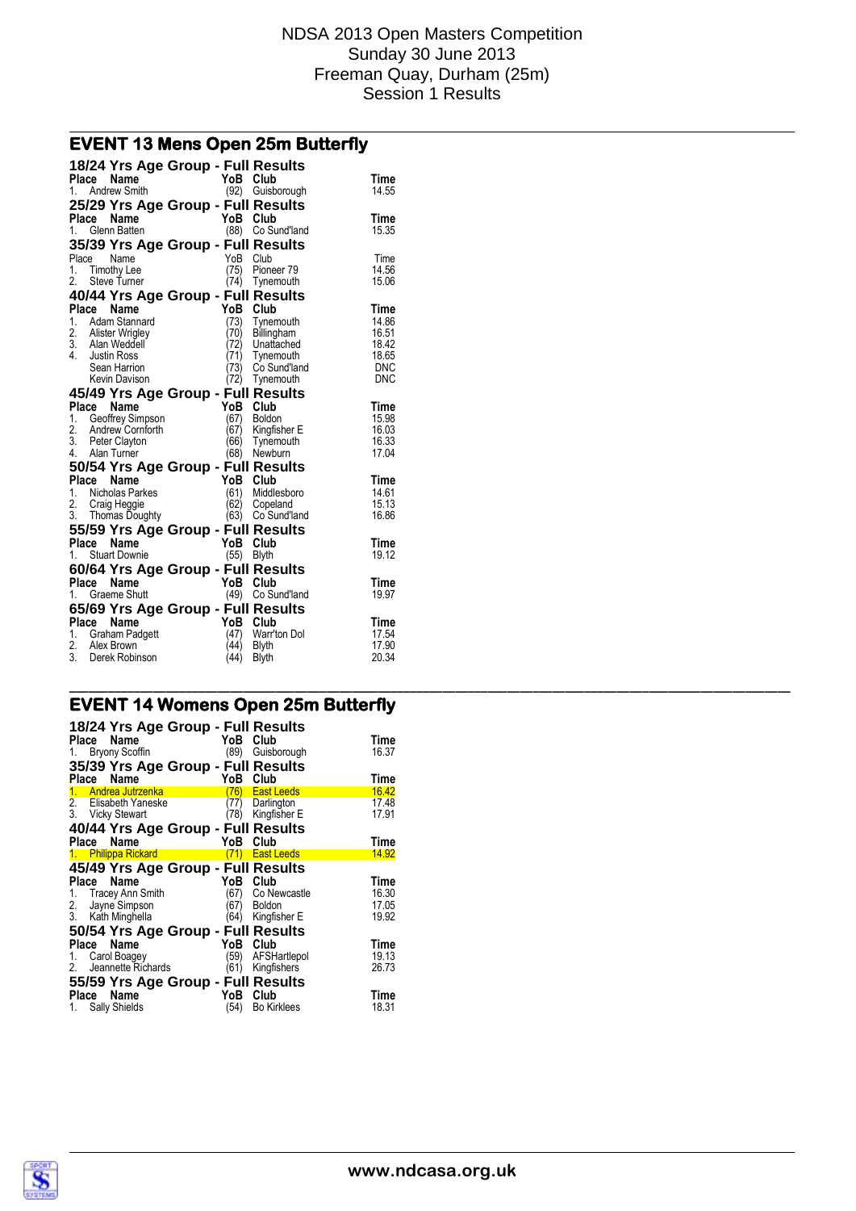NDSA 2013 Open Masters Competition
Sunday 30 June 2013
Freeman Quay, Durham (25m)
Session 1 Results

## EVENT 13 Mens Open 25m Butterfly

### 18/24 Yrs Age Group - Full Results

| Place | Name | YoB | Club | Time |
|---|---|---|---|---|
| 1. | Andrew Smith | (92) | Guisborough | 14.55 |

### 25/29 Yrs Age Group - Full Results

| Place | Name | YoB | Club | Time |
|---|---|---|---|---|
| 1. | Glenn Batten | (88) | Co Sund'land | 15.35 |

### 35/39 Yrs Age Group - Full Results

| Place | Name | YoB | Club | Time |
|---|---|---|---|---|
| 1. | Timothy Lee | (75) | Pioneer 79 | 14.56 |
| 2. | Steve Turner | (74) | Tynemouth | 15.06 |

### 40/44 Yrs Age Group - Full Results

| Place | Name | YoB | Club | Time |
|---|---|---|---|---|
| 1. | Adam Stannard | (73) | Tynemouth | 14.86 |
| 2. | Alister Wrigley | (70) | Billingham | 16.51 |
| 3. | Alan Weddell | (72) | Unattached | 18.42 |
| 4. | Justin Ross | (71) | Tynemouth | 18.65 |
| | Sean Harrion | (73) | Co Sund'land | DNC |
| | Kevin Davison | (72) | Tynemouth | DNC |

### 45/49 Yrs Age Group - Full Results

| Place | Name | YoB | Club | Time |
|---|---|---|---|---|
| 1. | Geoffrey Simpson | (67) | Boldon | 15.98 |
| 2. | Andrew Cornforth | (67) | Kingfisher E | 16.03 |
| 3. | Peter Clayton | (66) | Tynemouth | 16.33 |
| 4. | Alan Turner | (68) | Newburn | 17.04 |

### 50/54 Yrs Age Group - Full Results

| Place | Name | YoB | Club | Time |
|---|---|---|---|---|
| 1. | Nicholas Parkes | (61) | Middlesboro | 14.61 |
| 2. | Craig Heggie | (62) | Copeland | 15.13 |
| 3. | Thomas Doughty | (63) | Co Sund'land | 16.86 |

### 55/59 Yrs Age Group - Full Results

| Place | Name | YoB | Club | Time |
|---|---|---|---|---|
| 1. | Stuart Downie | (55) | Blyth | 19.12 |

### 60/64 Yrs Age Group - Full Results

| Place | Name | YoB | Club | Time |
|---|---|---|---|---|
| 1. | Graeme Shutt | (49) | Co Sund'land | 19.97 |

### 65/69 Yrs Age Group - Full Results

| Place | Name | YoB | Club | Time |
|---|---|---|---|---|
| 1. | Graham Padgett | (47) | Warr'ton Dol | 17.54 |
| 2. | Alex Brown | (44) | Blyth | 17.90 |
| 3. | Derek Robinson | (44) | Blyth | 20.34 |

## EVENT 14 Womens Open 25m Butterfly

### 18/24 Yrs Age Group - Full Results

| Place | Name | YoB | Club | Time |
|---|---|---|---|---|
| 1. | Bryony Scoffin | (89) | Guisborough | 16.37 |

### 35/39 Yrs Age Group - Full Results

| Place | Name | YoB | Club | Time |
|---|---|---|---|---|
| 1. | Andrea Jutrzenka | (76) | East Leeds | 16.42 |
| 2. | Elisabeth Yaneske | (77) | Darlington | 17.48 |
| 3. | Vicky Stewart | (78) | Kingfisher E | 17.91 |

### 40/44 Yrs Age Group - Full Results

| Place | Name | YoB | Club | Time |
|---|---|---|---|---|
| 1. | Philippa Rickard | (71) | East Leeds | 14.92 |

### 45/49 Yrs Age Group - Full Results

| Place | Name | YoB | Club | Time |
|---|---|---|---|---|
| 1. | Tracey Ann Smith | (67) | Co Newcastle | 16.30 |
| 2. | Jayne Simpson | (67) | Boldon | 17.05 |
| 3. | Kath Minghella | (64) | Kingfisher E | 19.92 |

### 50/54 Yrs Age Group - Full Results

| Place | Name | YoB | Club | Time |
|---|---|---|---|---|
| 1. | Carol Boagey | (59) | AFSHartlepol | 19.13 |
| 2. | Jeannette Richards | (61) | Kingfishers | 26.73 |

### 55/59 Yrs Age Group - Full Results

| Place | Name | YoB | Club | Time |
|---|---|---|---|---|
| 1. | Sally Shields | (54) | Bo Kirklees | 18.31 |

www.ndcasa.org.uk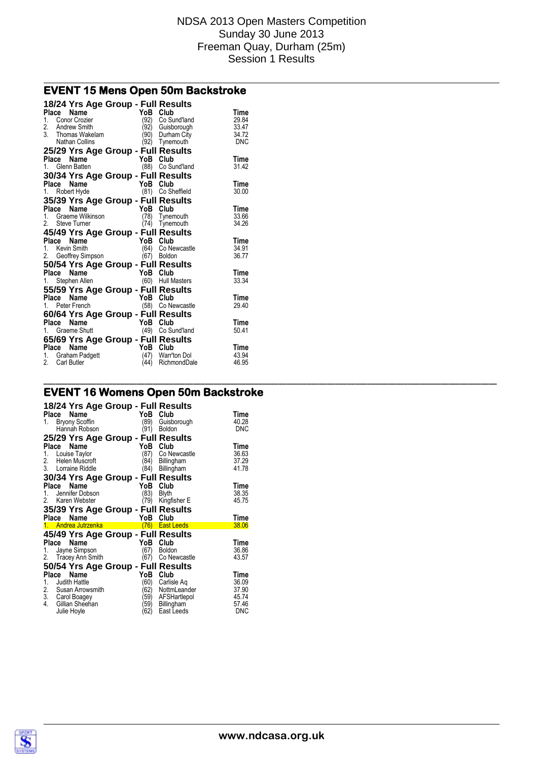# NDSA 2013 Open Masters Competition
Sunday 30 June 2013
Freeman Quay, Durham (25m)
Session 1 Results

## EVENT 15 Mens Open 50m Backstroke

### 18/24 Yrs Age Group - Full Results

| Place | Name | YoB | Club | Time |
|---|---|---|---|---|
| 1. | Conor Crozier | (92) | Co Sund'land | 29.84 |
| 2. | Andrew Smith | (92) | Guisborough | 33.47 |
| 3. | Thomas Wakelam | (90) | Durham City | 34.72 |
| | Nathan Collins | (92) | Tynemouth | DNC |

### 25/29 Yrs Age Group - Full Results

| Place | Name | YoB | Club | Time |
|---|---|---|---|---|
| 1. | Glenn Batten | (88) | Co Sund'land | 31.42 |

### 30/34 Yrs Age Group - Full Results

| Place | Name | YoB | Club | Time |
|---|---|---|---|---|
| 1. | Robert Hyde | (81) | Co Sheffield | 30.00 |

### 35/39 Yrs Age Group - Full Results

| Place | Name | YoB | Club | Time |
|---|---|---|---|---|
| 1. | Graeme Wilkinson | (78) | Tynemouth | 33.66 |
| 2. | Steve Turner | (74) | Tynemouth | 34.26 |

### 45/49 Yrs Age Group - Full Results

| Place | Name | YoB | Club | Time |
|---|---|---|---|---|
| 1. | Kevin Smith | (64) | Co Newcastle | 34.91 |
| 2. | Geoffrey Simpson | (67) | Boldon | 36.77 |

### 50/54 Yrs Age Group - Full Results

| Place | Name | YoB | Club | Time |
|---|---|---|---|---|
| 1. | Stephen Allen | (60) | Hull Masters | 33.34 |

### 55/59 Yrs Age Group - Full Results

| Place | Name | YoB | Club | Time |
|---|---|---|---|---|
| 1. | Peter French | (58) | Co Newcastle | 29.40 |

### 60/64 Yrs Age Group - Full Results

| Place | Name | YoB | Club | Time |
|---|---|---|---|---|
| 1. | Graeme Shutt | (49) | Co Sund'land | 50.41 |

### 65/69 Yrs Age Group - Full Results

| Place | Name | YoB | Club | Time |
|---|---|---|---|---|
| 1. | Graham Padgett | (47) | Warr'ton Dol | 43.94 |
| 2. | Carl Butler | (44) | RichmondDale | 46.95 |

## EVENT 16 Womens Open 50m Backstroke

### 18/24 Yrs Age Group - Full Results

| Place | Name | YoB | Club | Time |
|---|---|---|---|---|
| 1. | Bryony Scoffin | (89) | Guisborough | 40.28 |
| | Hannah Robson | (91) | Boldon | DNC |

### 25/29 Yrs Age Group - Full Results

| Place | Name | YoB | Club | Time |
|---|---|---|---|---|
| 1. | Louise Taylor | (87) | Co Newcastle | 36.63 |
| 2. | Helen Muscroft | (84) | Billingham | 37.29 |
| 3. | Lorraine Riddle | (84) | Billingham | 41.78 |

### 30/34 Yrs Age Group - Full Results

| Place | Name | YoB | Club | Time |
|---|---|---|---|---|
| 1. | Jennifer Dobson | (83) | Blyth | 38.35 |
| 2. | Karen Webster | (79) | Kingfisher E | 45.75 |

### 35/39 Yrs Age Group - Full Results

| Place | Name | YoB | Club | Time |
|---|---|---|---|---|
| 1. | Andrea Jutrzenka | (76) | East Leeds | 38.06 |

### 45/49 Yrs Age Group - Full Results

| Place | Name | YoB | Club | Time |
|---|---|---|---|---|
| 1. | Jayne Simpson | (67) | Boldon | 36.86 |
| 2. | Tracey Ann Smith | (67) | Co Newcastle | 43.57 |

### 50/54 Yrs Age Group - Full Results

| Place | Name | YoB | Club | Time |
|---|---|---|---|---|
| 1. | Judith Hattle | (60) | Carlisle Aq | 36.09 |
| 2. | Susan Arrowsmith | (62) | NottmLeander | 37.90 |
| 3. | Carol Boagey | (59) | AFSHartlepol | 45.74 |
| 4. | Gillian Sheehan | (59) | Billingham | 57.46 |
| | Julie Hoyle | (62) | East Leeds | DNC |

www.ndcasa.org.uk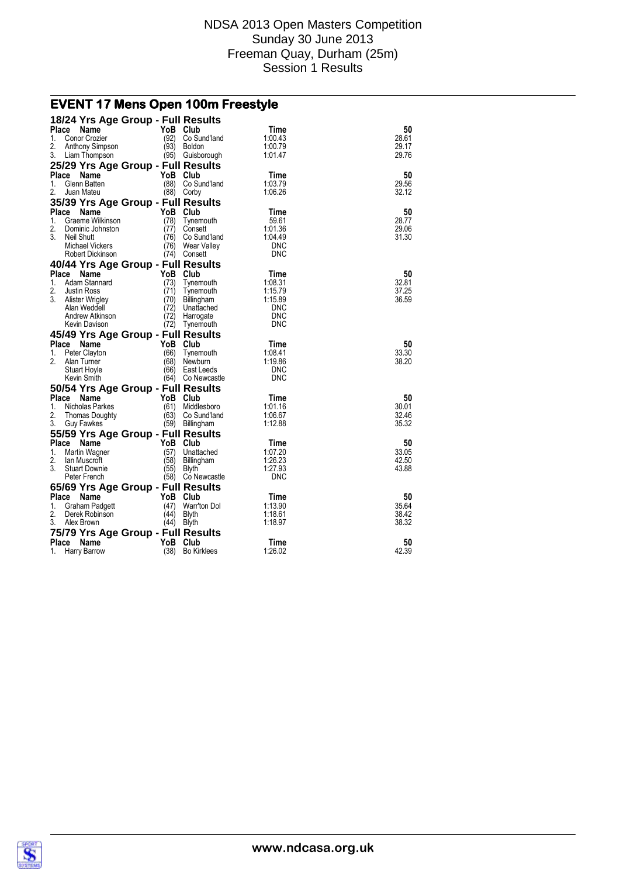NDSA 2013 Open Masters Competition
Sunday 30 June 2013
Freeman Quay, Durham (25m)
Session 1 Results

## EVENT 17 Mens Open 100m Freestyle

### 18/24 Yrs Age Group - Full Results

| Place | Name | YoB | Club | Time | 50 |
|---|---|---|---|---|---|
| 1. | Conor Crozier | (92) | Co Sund'land | 1:00.43 | 28.61 |
| 2. | Anthony Simpson | (93) | Boldon | 1:00.79 | 29.17 |
| 3. | Liam Thompson | (95) | Guisborough | 1:01.47 | 29.76 |

### 25/29 Yrs Age Group - Full Results

| Place | Name | YoB | Club | Time | 50 |
|---|---|---|---|---|---|
| 1. | Glenn Batten | (88) | Co Sund'land | 1:03.79 | 29.56 |
| 2. | Juan Mateu | (88) | Corby | 1:06.26 | 32.12 |

### 35/39 Yrs Age Group - Full Results

| Place | Name | YoB | Club | Time | 50 |
|---|---|---|---|---|---|
| 1. | Graeme Wilkinson | (78) | Tynemouth | 59.61 | 28.77 |
| 2. | Dominic Johnston | (77) | Consett | 1:01.36 | 29.06 |
| 3. | Neil Shutt | (76) | Co Sund'land | 1:04.49 | 31.30 |
| | Michael Vickers | (76) | Wear Valley | DNC | |
| | Robert Dickinson | (74) | Consett | DNC | |

### 40/44 Yrs Age Group - Full Results

| Place | Name | YoB | Club | Time | 50 |
|---|---|---|---|---|---|
| 1. | Adam Stannard | (73) | Tynemouth | 1:08.31 | 32.81 |
| 2. | Justin Ross | (71) | Tynemouth | 1:15.79 | 37.25 |
| 3. | Alister Wrigley | (70) | Billingham | 1:15.89 | 36.59 |
| | Alan Weddell | (72) | Unattached | DNC | |
| | Andrew Atkinson | (72) | Harrogate | DNC | |
| | Kevin Davison | (72) | Tynemouth | DNC | |

### 45/49 Yrs Age Group - Full Results

| Place | Name | YoB | Club | Time | 50 |
|---|---|---|---|---|---|
| 1. | Peter Clayton | (66) | Tynemouth | 1:08.41 | 33.30 |
| 2. | Alan Turner | (68) | Newburn | 1:19.86 | 38.20 |
| | Stuart Hoyle | (66) | East Leeds | DNC | |
| | Kevin Smith | (64) | Co Newcastle | DNC | |

### 50/54 Yrs Age Group - Full Results

| Place | Name | YoB | Club | Time | 50 |
|---|---|---|---|---|---|
| 1. | Nicholas Parkes | (61) | Middlesboro | 1:01.16 | 30.01 |
| 2. | Thomas Doughty | (63) | Co Sund'land | 1:06.67 | 32.46 |
| 3. | Guy Fawkes | (59) | Billingham | 1:12.88 | 35.32 |

### 55/59 Yrs Age Group - Full Results

| Place | Name | YoB | Club | Time | 50 |
|---|---|---|---|---|---|
| 1. | Martin Wagner | (57) | Unattached | 1:07.20 | 33.05 |
| 2. | Ian Muscroft | (58) | Billingham | 1:26.23 | 42.50 |
| 3. | Stuart Downie | (55) | Blyth | 1:27.93 | 43.88 |
| | Peter French | (58) | Co Newcastle | DNC | |

### 65/69 Yrs Age Group - Full Results

| Place | Name | YoB | Club | Time | 50 |
|---|---|---|---|---|---|
| 1. | Graham Padgett | (47) | Warr'ton Dol | 1:13.90 | 35.64 |
| 2. | Derek Robinson | (44) | Blyth | 1:18.61 | 38.42 |
| 3. | Alex Brown | (44) | Blyth | 1:18.97 | 38.32 |

### 75/79 Yrs Age Group - Full Results

| Place | Name | YoB | Club | Time | 50 |
|---|---|---|---|---|---|
| 1. | Harry Barrow | (38) | Bo Kirklees | 1:26.02 | 42.39 |

www.ndcasa.org.uk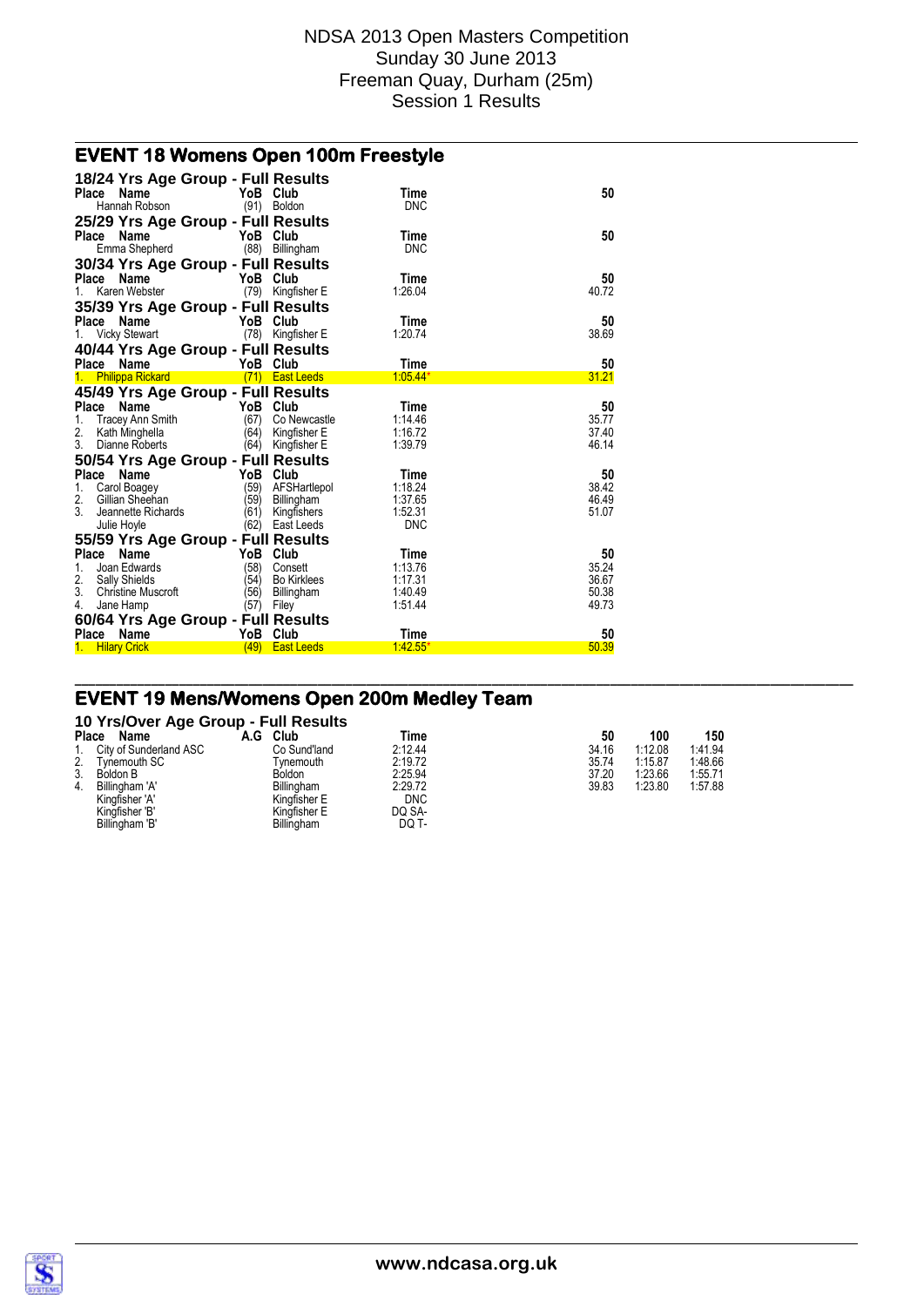# EVENT 18 Womens Open 100m Freestyle

### 18/24 Yrs Age Group - Full Results

| Place | Name | YoB | Club | Time | 50 |
|---|---|---|---|---|---|
| | Hannah Robson | (91) | Boldon | DNC | |

### 25/29 Yrs Age Group - Full Results

| Place | Name | YoB | Club | Time | 50 |
|---|---|---|---|---|---|
| | Emma Shepherd | (88) | Billingham | DNC | |

### 30/34 Yrs Age Group - Full Results

| Place | Name | YoB | Club | Time | 50 |
|---|---|---|---|---|---|
| 1. | Karen Webster | (79) | Kingfisher E | 1:26.04 | 40.72 |

### 35/39 Yrs Age Group - Full Results

| Place | Name | YoB | Club | Time | 50 |
|---|---|---|---|---|---|
| 1. | Vicky Stewart | (78) | Kingfisher E | 1:20.74 | 38.69 |

### 40/44 Yrs Age Group - Full Results

| Place | Name | YoB | Club | Time | 50 |
|---|---|---|---|---|---|
| 1. | Philippa Rickard | (71) | East Leeds | 1:05.44* | 31.21 |

### 45/49 Yrs Age Group - Full Results

| Place | Name | YoB | Club | Time | 50 |
|---|---|---|---|---|---|
| 1. | Tracey Ann Smith | (67) | Co Newcastle | 1:14.46 | 35.77 |
| 2. | Kath Minghella | (64) | Kingfisher E | 1:16.72 | 37.40 |
| 3. | Dianne Roberts | (64) | Kingfisher E | 1:39.79 | 46.14 |

### 50/54 Yrs Age Group - Full Results

| Place | Name | YoB | Club | Time | 50 |
|---|---|---|---|---|---|
| 1. | Carol Boagey | (59) | AFSHartlepol | 1:18.24 | 38.42 |
| 2. | Gillian Sheehan | (59) | Billingham | 1:37.65 | 46.49 |
| 3. | Jeannette Richards | (61) | Kingfishers | 1:52.31 | 51.07 |
| | Julie Hoyle | (62) | East Leeds | DNC | |

### 55/59 Yrs Age Group - Full Results

| Place | Name | YoB | Club | Time | 50 |
|---|---|---|---|---|---|
| 1. | Joan Edwards | (58) | Consett | 1:13.76 | 35.24 |
| 2. | Sally Shields | (54) | Bo Kirklees | 1:17.31 | 36.67 |
| 3. | Christine Muscroft | (56) | Billingham | 1:40.49 | 50.38 |
| 4. | Jane Hamp | (57) | Filey | 1:51.44 | 49.73 |

### 60/64 Yrs Age Group - Full Results

| Place | Name | YoB | Club | Time | 50 |
|---|---|---|---|---|---|
| 1. | Hilary Crick | (49) | East Leeds | 1:42.55* | 50.39 |

# EVENT 19 Mens/Womens Open 200m Medley Team

### 10 Yrs/Over Age Group - Full Results

| Place | Name | A.G | Club | Time | 50 | 100 | 150 |
|---|---|---|---|---|---|---|---|
| 1. | City of Sunderland ASC | | Co Sund'land | 2:12.44 | 34.16 | 1:12.08 | 1:41.94 |
| 2. | Tynemouth SC | | Tynemouth | 2:19.72 | 35.74 | 1:15.87 | 1:48.66 |
| 3. | Boldon B | | Boldon | 2:25.94 | 37.20 | 1:23.66 | 1:55.71 |
| 4. | Billingham 'A' | | Billingham | 2:29.72 | 39.83 | 1:23.80 | 1:57.88 |
| | Kingfisher 'A' | | Kingfisher E | DNC | | | |
| | Kingfisher 'B' | | Kingfisher E | DQ SA- | | | |
| | Billingham 'B' | | Billingham | DQ T- | | | |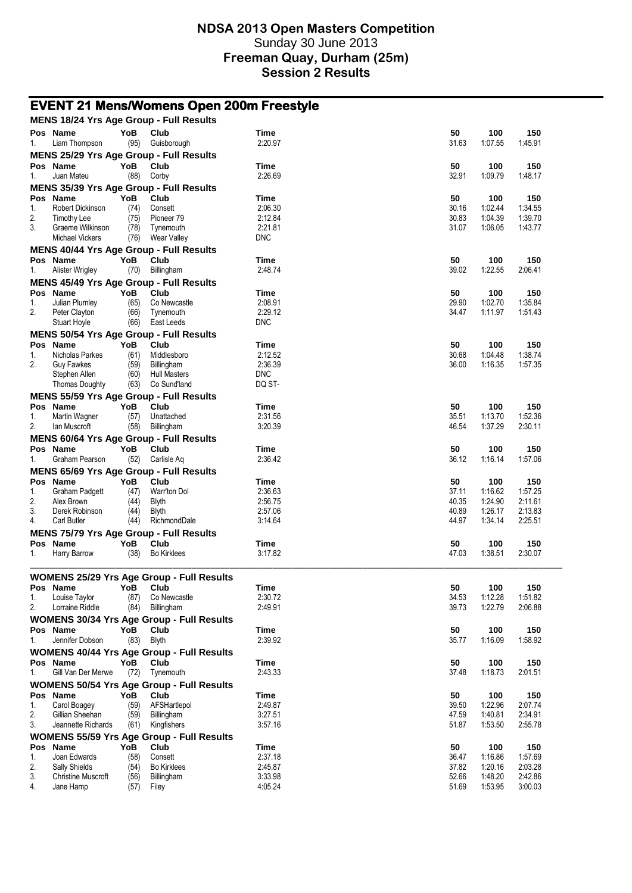# NDSA 2013 Open Masters Competition

Sunday 30 June 2013

**Freeman Quay, Durham (25m)**

**Session 2 Results**

## EVENT 21 Mens/Womens Open 200m Freestyle

### MENS 18/24 Yrs Age Group - Full Results

| Pos | Name | YoB | Club | Time | 50 | 100 | 150 |
|---|---|---|---|---|---|---|---|
| 1. | Liam Thompson | (95) | Guisborough | 2:20.97 | 31.63 | 1:07.55 | 1:45.91 |

### MENS 25/29 Yrs Age Group - Full Results

| Pos | Name | YoB | Club | Time | 50 | 100 | 150 |
|---|---|---|---|---|---|---|---|
| 1. | Juan Mateu | (88) | Corby | 2:26.69 | 32.91 | 1:09.79 | 1:48.17 |

### MENS 35/39 Yrs Age Group - Full Results

| Pos | Name | YoB | Club | Time | 50 | 100 | 150 |
|---|---|---|---|---|---|---|---|
| 1. | Robert Dickinson | (74) | Consett | 2:06.30 | 30.16 | 1:02.44 | 1:34.55 |
| 2. | Timothy Lee | (75) | Pioneer 79 | 2:12.84 | 30.83 | 1:04.39 | 1:39.70 |
| 3. | Graeme Wilkinson | (78) | Tynemouth | 2:21.81 | 31.07 | 1:06.05 | 1:43.77 |
| | Michael Vickers | (76) | Wear Valley | DNC | | | |

### MENS 40/44 Yrs Age Group - Full Results

| Pos | Name | YoB | Club | Time | 50 | 100 | 150 |
|---|---|---|---|---|---|---|---|
| 1. | Alister Wrigley | (70) | Billingham | 2:48.74 | 39.02 | 1:22.55 | 2:06.41 |

### MENS 45/49 Yrs Age Group - Full Results

| Pos | Name | YoB | Club | Time | 50 | 100 | 150 |
|---|---|---|---|---|---|---|---|
| 1. | Julian Plumley | (65) | Co Newcastle | 2:08.91 | 29.90 | 1:02.70 | 1:35.84 |
| 2. | Peter Clayton | (66) | Tynemouth | 2:29.12 | 34.47 | 1:11.97 | 1:51.43 |
| | Stuart Hoyle | (66) | East Leeds | DNC | | | |

### MENS 50/54 Yrs Age Group - Full Results

| Pos | Name | YoB | Club | Time | 50 | 100 | 150 |
|---|---|---|---|---|---|---|---|
| 1. | Nicholas Parkes | (61) | Middlesboro | 2:12.52 | 30.68 | 1:04.48 | 1:38.74 |
| 2. | Guy Fawkes | (59) | Billingham | 2:36.39 | 36.00 | 1:16.35 | 1:57.35 |
| | Stephen Allen | (60) | Hull Masters | DNC | | | |
| | Thomas Doughty | (63) | Co Sund'land | DQ ST- | | | |

### MENS 55/59 Yrs Age Group - Full Results

| Pos | Name | YoB | Club | Time | 50 | 100 | 150 |
|---|---|---|---|---|---|---|---|
| 1. | Martin Wagner | (57) | Unattached | 2:31.56 | 35.51 | 1:13.70 | 1:52.36 |
| 2. | Ian Muscroft | (58) | Billingham | 3:20.39 | 46.54 | 1:37.29 | 2:30.11 |

### MENS 60/64 Yrs Age Group - Full Results

| Pos | Name | YoB | Club | Time | 50 | 100 | 150 |
|---|---|---|---|---|---|---|---|
| 1. | Graham Pearson | (52) | Carlisle Aq | 2:36.42 | 36.12 | 1:16.14 | 1:57.06 |

### MENS 65/69 Yrs Age Group - Full Results

| Pos | Name | YoB | Club | Time | 50 | 100 | 150 |
|---|---|---|---|---|---|---|---|
| 1. | Graham Padgett | (47) | Warr'ton Dol | 2:36.63 | 37.11 | 1:16.62 | 1:57.25 |
| 2. | Alex Brown | (44) | Blyth | 2:56.75 | 40.35 | 1:24.90 | 2:11.61 |
| 3. | Derek Robinson | (44) | Blyth | 2:57.06 | 40.89 | 1:26.17 | 2:13.83 |
| 4. | Carl Butler | (44) | RichmondDale | 3:14.64 | 44.97 | 1:34.14 | 2:25.51 |

### MENS 75/79 Yrs Age Group - Full Results

| Pos | Name | YoB | Club | Time | 50 | 100 | 150 |
|---|---|---|---|---|---|---|---|
| 1. | Harry Barrow | (38) | Bo Kirklees | 3:17.82 | 47.03 | 1:38.51 | 2:30.07 |

### WOMENS 25/29 Yrs Age Group - Full Results

| Pos | Name | YoB | Club | Time | 50 | 100 | 150 |
|---|---|---|---|---|---|---|---|
| 1. | Louise Taylor | (87) | Co Newcastle | 2:30.72 | 34.53 | 1:12.28 | 1:51.82 |
| 2. | Lorraine Riddle | (84) | Billingham | 2:49.91 | 39.73 | 1:22.79 | 2:06.88 |

### WOMENS 30/34 Yrs Age Group - Full Results

| Pos | Name | YoB | Club | Time | 50 | 100 | 150 |
|---|---|---|---|---|---|---|---|
| 1. | Jennifer Dobson | (83) | Blyth | 2:39.92 | 35.77 | 1:16.09 | 1:58.92 |

### WOMENS 40/44 Yrs Age Group - Full Results

| Pos | Name | YoB | Club | Time | 50 | 100 | 150 |
|---|---|---|---|---|---|---|---|
| 1. | Gill Van Der Merwe | (72) | Tynemouth | 2:43.33 | 37.48 | 1:18.73 | 2:01.51 |

### WOMENS 50/54 Yrs Age Group - Full Results

| Pos | Name | YoB | Club | Time | 50 | 100 | 150 |
|---|---|---|---|---|---|---|---|
| 1. | Carol Boagey | (59) | AFSHartlepol | 2:49.87 | 39.50 | 1:22.96 | 2:07.74 |
| 2. | Gillian Sheehan | (59) | Billingham | 3:27.51 | 47.59 | 1:40.81 | 2:34.91 |
| 3. | Jeannette Richards | (61) | Kingfishers | 3:57.16 | 51.87 | 1:53.50 | 2:55.78 |

### WOMENS 55/59 Yrs Age Group - Full Results

| Pos | Name | YoB | Club | Time | 50 | 100 | 150 |
|---|---|---|---|---|---|---|---|
| 1. | Joan Edwards | (58) | Consett | 2:37.18 | 36.47 | 1:16.86 | 1:57.69 |
| 2. | Sally Shields | (54) | Bo Kirklees | 2:45.87 | 37.82 | 1:20.16 | 2:03.28 |
| 3. | Christine Muscroft | (56) | Billingham | 3:33.98 | 52.66 | 1:48.20 | 2:42.86 |
| 4. | Jane Hamp | (57) | Filey | 4:05.24 | 51.69 | 1:53.95 | 3:00.03 |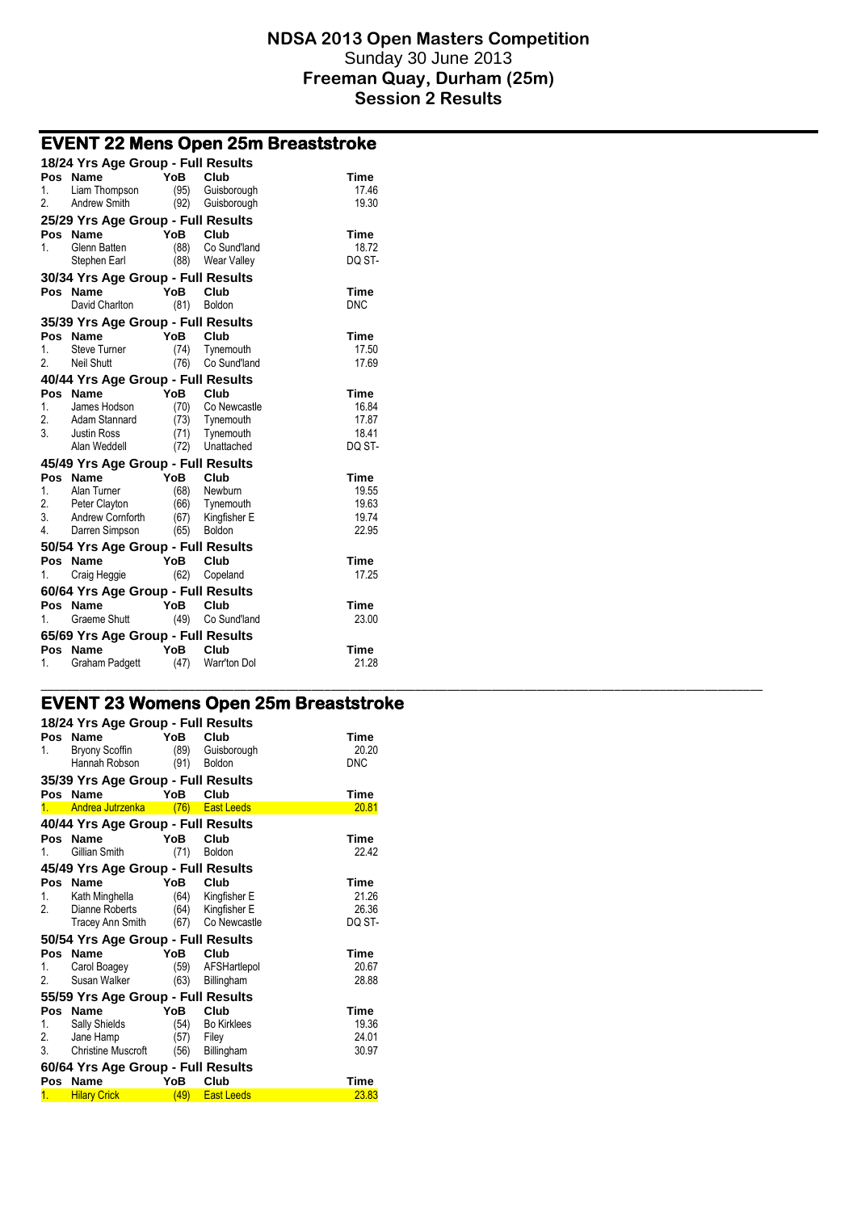# NDSA 2013 Open Masters Competition

Sunday 30 June 2013

**Freeman Quay, Durham (25m)**

**Session 2 Results**

## EVENT 22 Mens Open 25m Breaststroke

### 18/24 Yrs Age Group - Full Results

| Pos | Name | YoB | Club | Time |
|---|---|---|---|---|
| 1. | Liam Thompson | (95) | Guisborough | 17.46 |
| 2. | Andrew Smith | (92) | Guisborough | 19.30 |

### 25/29 Yrs Age Group - Full Results

| Pos | Name | YoB | Club | Time |
|---|---|---|---|---|
| 1. | Glenn Batten | (88) | Co Sund'land | 18.72 |
| | Stephen Earl | (88) | Wear Valley | DQ ST- |

### 30/34 Yrs Age Group - Full Results

| Pos | Name | YoB | Club | Time |
|---|---|---|---|---|
| | David Charlton | (81) | Boldon | DNC |

### 35/39 Yrs Age Group - Full Results

| Pos | Name | YoB | Club | Time |
|---|---|---|---|---|
| 1. | Steve Turner | (74) | Tynemouth | 17.50 |
| 2. | Neil Shutt | (76) | Co Sund'land | 17.69 |

### 40/44 Yrs Age Group - Full Results

| Pos | Name | YoB | Club | Time |
|---|---|---|---|---|
| 1. | James Hodson | (70) | Co Newcastle | 16.84 |
| 2. | Adam Stannard | (73) | Tynemouth | 17.87 |
| 3. | Justin Ross | (71) | Tynemouth | 18.41 |
| | Alan Weddell | (72) | Unattached | DQ ST- |

### 45/49 Yrs Age Group - Full Results

| Pos | Name | YoB | Club | Time |
|---|---|---|---|---|
| 1. | Alan Turner | (68) | Newburn | 19.55 |
| 2. | Peter Clayton | (66) | Tynemouth | 19.63 |
| 3. | Andrew Cornforth | (67) | Kingfisher E | 19.74 |
| 4. | Darren Simpson | (65) | Boldon | 22.95 |

### 50/54 Yrs Age Group - Full Results

| Pos | Name | YoB | Club | Time |
|---|---|---|---|---|
| 1. | Craig Heggie | (62) | Copeland | 17.25 |

### 60/64 Yrs Age Group - Full Results

| Pos | Name | YoB | Club | Time |
|---|---|---|---|---|
| 1. | Graeme Shutt | (49) | Co Sund'land | 23.00 |

### 65/69 Yrs Age Group - Full Results

| Pos | Name | YoB | Club | Time |
|---|---|---|---|---|
| 1. | Graham Padgett | (47) | Warr'ton Dol | 21.28 |

## EVENT 23 Womens Open 25m Breaststroke

### 18/24 Yrs Age Group - Full Results

| Pos | Name | YoB | Club | Time |
|---|---|---|---|---|
| 1. | Bryony Scoffin | (89) | Guisborough | 20.20 |
| | Hannah Robson | (91) | Boldon | DNC |

### 35/39 Yrs Age Group - Full Results

| Pos | Name | YoB | Club | Time |
|---|---|---|---|---|
| 1. | Andrea Jutrzenka | (76) | East Leeds | 20.81 |

### 40/44 Yrs Age Group - Full Results

| Pos | Name | YoB | Club | Time |
|---|---|---|---|---|
| 1. | Gillian Smith | (71) | Boldon | 22.42 |

### 45/49 Yrs Age Group - Full Results

| Pos | Name | YoB | Club | Time |
|---|---|---|---|---|
| 1. | Kath Minghella | (64) | Kingfisher E | 21.26 |
| 2. | Dianne Roberts | (64) | Kingfisher E | 26.36 |
| | Tracey Ann Smith | (67) | Co Newcastle | DQ ST- |

### 50/54 Yrs Age Group - Full Results

| Pos | Name | YoB | Club | Time |
|---|---|---|---|---|
| 1. | Carol Boagey | (59) | AFSHartlepol | 20.67 |
| 2. | Susan Walker | (63) | Billingham | 28.88 |

### 55/59 Yrs Age Group - Full Results

| Pos | Name | YoB | Club | Time |
|---|---|---|---|---|
| 1. | Sally Shields | (54) | Bo Kirklees | 19.36 |
| 2. | Jane Hamp | (57) | Filey | 24.01 |
| 3. | Christine Muscroft | (56) | Billingham | 30.97 |

### 60/64 Yrs Age Group - Full Results

| Pos | Name | YoB | Club | Time |
|---|---|---|---|---|
| 1. | Hilary Crick | (49) | East Leeds | 23.83 |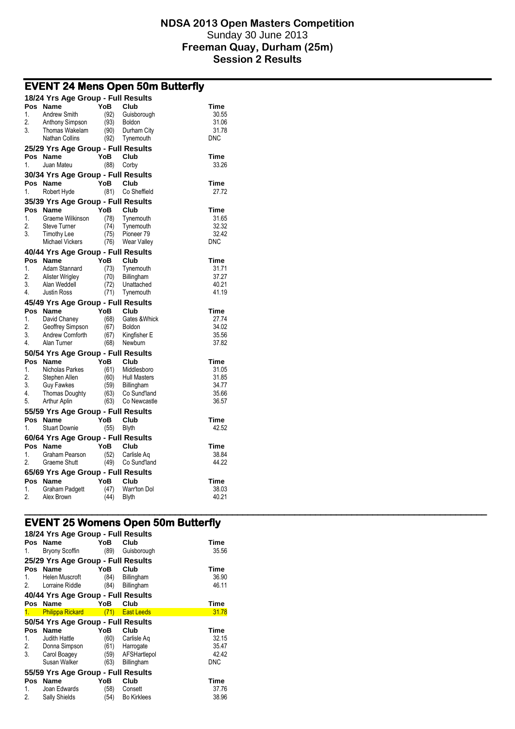# NDSA 2013 Open Masters Competition

Sunday 30 June 2013

**Freeman Quay, Durham (25m)**

**Session 2 Results**

## EVENT 24 Mens Open 50m Butterfly

### 18/24 Yrs Age Group - Full Results

| Pos | Name | YoB | Club | Time |
|---|---|---|---|---|
| 1. | Andrew Smith | (92) | Guisborough | 30.55 |
| 2. | Anthony Simpson | (93) | Boldon | 31.06 |
| 3. | Thomas Wakelam | (90) | Durham City | 31.78 |
| | Nathan Collins | (92) | Tynemouth | DNC |

### 25/29 Yrs Age Group - Full Results

| Pos | Name | YoB | Club | Time |
|---|---|---|---|---|
| 1. | Juan Mateu | (88) | Corby | 33.26 |

### 30/34 Yrs Age Group - Full Results

| Pos | Name | YoB | Club | Time |
|---|---|---|---|---|
| 1. | Robert Hyde | (81) | Co Sheffield | 27.72 |

### 35/39 Yrs Age Group - Full Results

| Pos | Name | YoB | Club | Time |
|---|---|---|---|---|
| 1. | Graeme Wilkinson | (78) | Tynemouth | 31.65 |
| 2. | Steve Turner | (74) | Tynemouth | 32.32 |
| 3. | Timothy Lee | (75) | Pioneer 79 | 32.42 |
| | Michael Vickers | (76) | Wear Valley | DNC |

### 40/44 Yrs Age Group - Full Results

| Pos | Name | YoB | Club | Time |
|---|---|---|---|---|
| 1. | Adam Stannard | (73) | Tynemouth | 31.71 |
| 2. | Alister Wrigley | (70) | Billingham | 37.27 |
| 3. | Alan Weddell | (72) | Unattached | 40.21 |
| 4. | Justin Ross | (71) | Tynemouth | 41.19 |

### 45/49 Yrs Age Group - Full Results

| Pos | Name | YoB | Club | Time |
|---|---|---|---|---|
| 1. | David Chaney | (68) | Gates &Whick | 27.74 |
| 2. | Geoffrey Simpson | (67) | Boldon | 34.02 |
| 3. | Andrew Cornforth | (67) | Kingfisher E | 35.56 |
| 4. | Alan Turner | (68) | Newburn | 37.82 |

### 50/54 Yrs Age Group - Full Results

| Pos | Name | YoB | Club | Time |
|---|---|---|---|---|
| 1. | Nicholas Parkes | (61) | Middlesboro | 31.05 |
| 2. | Stephen Allen | (60) | Hull Masters | 31.85 |
| 3. | Guy Fawkes | (59) | Billingham | 34.77 |
| 4. | Thomas Doughty | (63) | Co Sund'land | 35.66 |
| 5. | Arthur Aplin | (63) | Co Newcastle | 36.57 |

### 55/59 Yrs Age Group - Full Results

| Pos | Name | YoB | Club | Time |
|---|---|---|---|---|
| 1. | Stuart Downie | (55) | Blyth | 42.52 |

### 60/64 Yrs Age Group - Full Results

| Pos | Name | YoB | Club | Time |
|---|---|---|---|---|
| 1. | Graham Pearson | (52) | Carlisle Aq | 38.84 |
| 2. | Graeme Shutt | (49) | Co Sund'land | 44.22 |

### 65/69 Yrs Age Group - Full Results

| Pos | Name | YoB | Club | Time |
|---|---|---|---|---|
| 1. | Graham Padgett | (47) | Warr'ton Dol | 38.03 |
| 2. | Alex Brown | (44) | Blyth | 40.21 |

## EVENT 25 Womens Open 50m Butterfly

### 18/24 Yrs Age Group - Full Results

| Pos | Name | YoB | Club | Time |
|---|---|---|---|---|
| 1. | Bryony Scoffin | (89) | Guisborough | 35.56 |

### 25/29 Yrs Age Group - Full Results

| Pos | Name | YoB | Club | Time |
|---|---|---|---|---|
| 1. | Helen Muscroft | (84) | Billingham | 36.90 |
| 2. | Lorraine Riddle | (84) | Billingham | 46.11 |

### 40/44 Yrs Age Group - Full Results

| Pos | Name | YoB | Club | Time |
|---|---|---|---|---|
| 1. | Philippa Rickard | (71) | East Leeds | 31.78 |

### 50/54 Yrs Age Group - Full Results

| Pos | Name | YoB | Club | Time |
|---|---|---|---|---|
| 1. | Judith Hattle | (60) | Carlisle Aq | 32.15 |
| 2. | Donna Simpson | (61) | Harrogate | 35.47 |
| 3. | Carol Boagey | (59) | AFSHartlepol | 42.42 |
| | Susan Walker | (63) | Billingham | DNC |

### 55/59 Yrs Age Group - Full Results

| Pos | Name | YoB | Club | Time |
|---|---|---|---|---|
| 1. | Joan Edwards | (58) | Consett | 37.76 |
| 2. | Sally Shields | (54) | Bo Kirklees | 38.96 |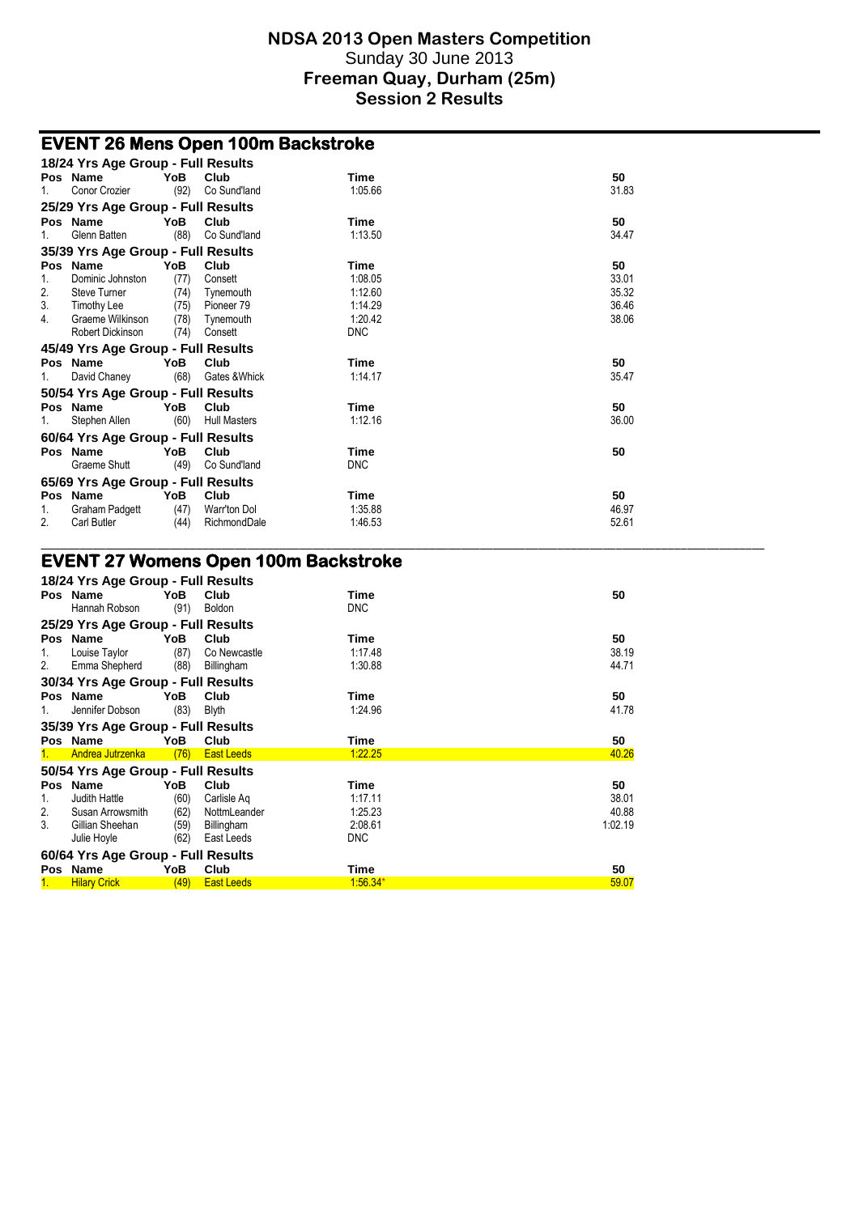# NDSA 2013 Open Masters Competition
Sunday 30 June 2013
**Freeman Quay, Durham (25m)**
**Session 2 Results**

## EVENT 26 Mens Open 100m Backstroke

### 18/24 Yrs Age Group - Full Results

| Pos | Name | YoB | Club | Time | 50 |
|---|---|---|---|---|---|
| 1. | Conor Crozier | (92) | Co Sund'land | 1:05.66 | 31.83 |

### 25/29 Yrs Age Group - Full Results

| Pos | Name | YoB | Club | Time | 50 |
|---|---|---|---|---|---|
| 1. | Glenn Batten | (88) | Co Sund'land | 1:13.50 | 34.47 |

### 35/39 Yrs Age Group - Full Results

| Pos | Name | YoB | Club | Time | 50 |
|---|---|---|---|---|---|
| 1. | Dominic Johnston | (77) | Consett | 1:08.05 | 33.01 |
| 2. | Steve Turner | (74) | Tynemouth | 1:12.60 | 35.32 |
| 3. | Timothy Lee | (75) | Pioneer 79 | 1:14.29 | 36.46 |
| 4. | Graeme Wilkinson | (78) | Tynemouth | 1:20.42 | 38.06 |
| | Robert Dickinson | (74) | Consett | DNC | |

### 45/49 Yrs Age Group - Full Results

| Pos | Name | YoB | Club | Time | 50 |
|---|---|---|---|---|---|
| 1. | David Chaney | (68) | Gates &Whick | 1:14.17 | 35.47 |

### 50/54 Yrs Age Group - Full Results

| Pos | Name | YoB | Club | Time | 50 |
|---|---|---|---|---|---|
| 1. | Stephen Allen | (60) | Hull Masters | 1:12.16 | 36.00 |

### 60/64 Yrs Age Group - Full Results

| Pos | Name | YoB | Club | Time | 50 |
|---|---|---|---|---|---|
| | Graeme Shutt | (49) | Co Sund'land | DNC | |

### 65/69 Yrs Age Group - Full Results

| Pos | Name | YoB | Club | Time | 50 |
|---|---|---|---|---|---|
| 1. | Graham Padgett | (47) | Warr'ton Dol | 1:35.88 | 46.97 |
| 2. | Carl Butler | (44) | RichmondDale | 1:46.53 | 52.61 |

## EVENT 27 Womens Open 100m Backstroke

### 18/24 Yrs Age Group - Full Results

| Pos | Name | YoB | Club | Time | 50 |
|---|---|---|---|---|---|
| | Hannah Robson | (91) | Boldon | DNC | |

### 25/29 Yrs Age Group - Full Results

| Pos | Name | YoB | Club | Time | 50 |
|---|---|---|---|---|---|
| 1. | Louise Taylor | (87) | Co Newcastle | 1:17.48 | 38.19 |
| 2. | Emma Shepherd | (88) | Billingham | 1:30.88 | 44.71 |

### 30/34 Yrs Age Group - Full Results

| Pos | Name | YoB | Club | Time | 50 |
|---|---|---|---|---|---|
| 1. | Jennifer Dobson | (83) | Blyth | 1:24.96 | 41.78 |

### 35/39 Yrs Age Group - Full Results

| Pos | Name | YoB | Club | Time | 50 |
|---|---|---|---|---|---|
| 1. | Andrea Jutrzenka | (76) | East Leeds | 1:22.25 | 40.26 |

### 50/54 Yrs Age Group - Full Results

| Pos | Name | YoB | Club | Time | 50 |
|---|---|---|---|---|---|
| 1. | Judith Hattle | (60) | Carlisle Aq | 1:17.11 | 38.01 |
| 2. | Susan Arrowsmith | (62) | NottmLeander | 1:25.23 | 40.88 |
| 3. | Gillian Sheehan | (59) | Billingham | 2:08.61 | 1:02.19 |
| | Julie Hoyle | (62) | East Leeds | DNC | |

### 60/64 Yrs Age Group - Full Results

| Pos | Name | YoB | Club | Time | 50 |
|---|---|---|---|---|---|
| 1. | Hilary Crick | (49) | East Leeds | 1:56.34* | 59.07 |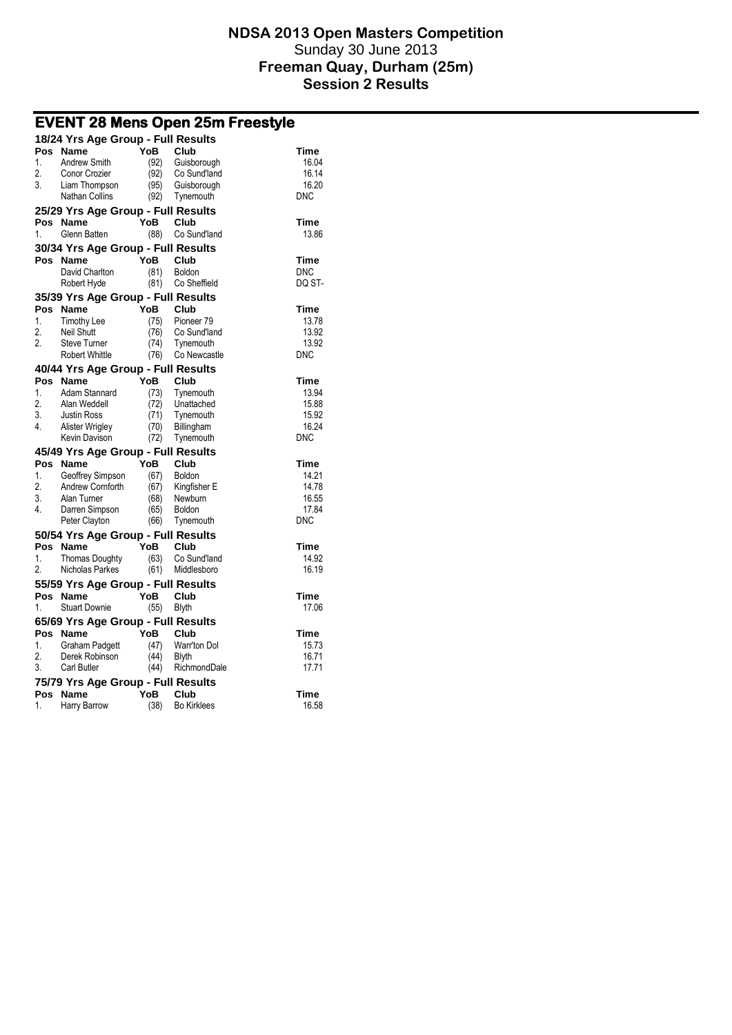# NDSA 2013 Open Masters Competition

Sunday 30 June 2013

**Freeman Quay, Durham (25m)**

**Session 2 Results**

## EVENT 28 Mens Open 25m Freestyle

### 18/24 Yrs Age Group - Full Results

| Pos | Name | YoB | Club | Time |
|---|---|---|---|---|
| 1. | Andrew Smith | (92) | Guisborough | 16.04 |
| 2. | Conor Crozier | (92) | Co Sund'land | 16.14 |
| 3. | Liam Thompson | (95) | Guisborough | 16.20 |
| | Nathan Collins | (92) | Tynemouth | DNC |

### 25/29 Yrs Age Group - Full Results

| Pos | Name | YoB | Club | Time |
|---|---|---|---|---|
| 1. | Glenn Batten | (88) | Co Sund'land | 13.86 |

### 30/34 Yrs Age Group - Full Results

| Pos | Name | YoB | Club | Time |
|---|---|---|---|---|
| | David Charlton | (81) | Boldon | DNC |
| | Robert Hyde | (81) | Co Sheffield | DQ ST- |

### 35/39 Yrs Age Group - Full Results

| Pos | Name | YoB | Club | Time |
|---|---|---|---|---|
| 1. | Timothy Lee | (75) | Pioneer 79 | 13.78 |
| 2. | Neil Shutt | (76) | Co Sund'land | 13.92 |
| 2. | Steve Turner | (74) | Tynemouth | 13.92 |
| | Robert Whittle | (76) | Co Newcastle | DNC |

### 40/44 Yrs Age Group - Full Results

| Pos | Name | YoB | Club | Time |
|---|---|---|---|---|
| 1. | Adam Stannard | (73) | Tynemouth | 13.94 |
| 2. | Alan Weddell | (72) | Unattached | 15.88 |
| 3. | Justin Ross | (71) | Tynemouth | 15.92 |
| 4. | Alister Wrigley | (70) | Billingham | 16.24 |
| | Kevin Davison | (72) | Tynemouth | DNC |

### 45/49 Yrs Age Group - Full Results

| Pos | Name | YoB | Club | Time |
|---|---|---|---|---|
| 1. | Geoffrey Simpson | (67) | Boldon | 14.21 |
| 2. | Andrew Cornforth | (67) | Kingfisher E | 14.78 |
| 3. | Alan Turner | (68) | Newburn | 16.55 |
| 4. | Darren Simpson | (65) | Boldon | 17.84 |
| | Peter Clayton | (66) | Tynemouth | DNC |

### 50/54 Yrs Age Group - Full Results

| Pos | Name | YoB | Club | Time |
|---|---|---|---|---|
| 1. | Thomas Doughty | (63) | Co Sund'land | 14.92 |
| 2. | Nicholas Parkes | (61) | Middlesboro | 16.19 |

### 55/59 Yrs Age Group - Full Results

| Pos | Name | YoB | Club | Time |
|---|---|---|---|---|
| 1. | Stuart Downie | (55) | Blyth | 17.06 |

### 65/69 Yrs Age Group - Full Results

| Pos | Name | YoB | Club | Time |
|---|---|---|---|---|
| 1. | Graham Padgett | (47) | Warr'ton Dol | 15.73 |
| 2. | Derek Robinson | (44) | Blyth | 16.71 |
| 3. | Carl Butler | (44) | RichmondDale | 17.71 |

### 75/79 Yrs Age Group - Full Results

| Pos | Name | YoB | Club | Time |
|---|---|---|---|---|
| 1. | Harry Barrow | (38) | Bo Kirklees | 16.58 |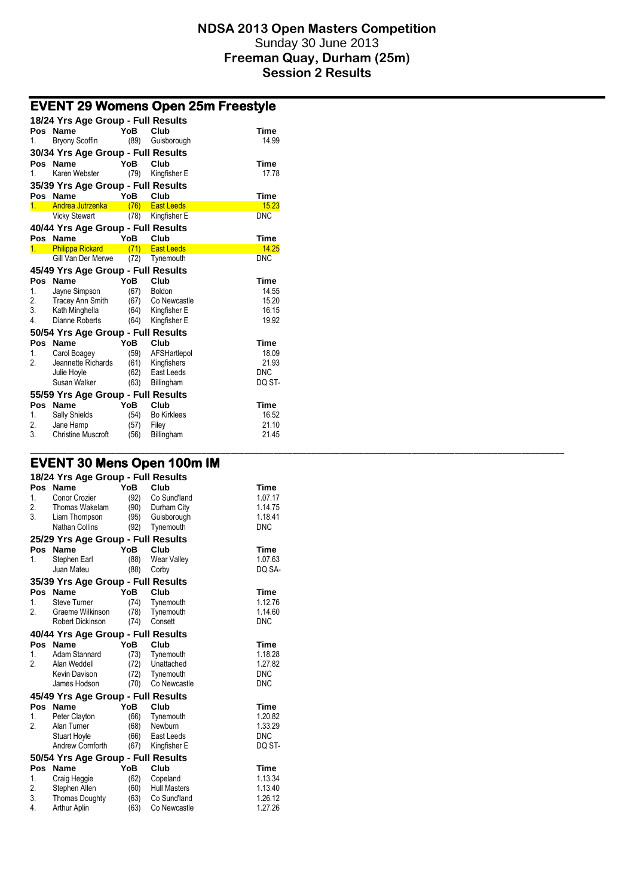# NDSA 2013 Open Masters Competition
Sunday 30 June 2013
**Freeman Quay, Durham (25m)**
**Session 2 Results**

## EVENT 29 Womens Open 25m Freestyle

### 18/24 Yrs Age Group - Full Results

| Pos | Name | YoB | Club | Time |
|---|---|---|---|---|
| 1. | Bryony Scoffin | (89) | Guisborough | 14.99 |

### 30/34 Yrs Age Group - Full Results

| Pos | Name | YoB | Club | Time |
|---|---|---|---|---|
| 1. | Karen Webster | (79) | Kingfisher E | 17.78 |

### 35/39 Yrs Age Group - Full Results

| Pos | Name | YoB | Club | Time |
|---|---|---|---|---|
| 1. | Andrea Jutrzenka | (76) | East Leeds | 15.23 |
| | Vicky Stewart | (78) | Kingfisher E | DNC |

### 40/44 Yrs Age Group - Full Results

| Pos | Name | YoB | Club | Time |
|---|---|---|---|---|
| 1. | Philippa Rickard | (71) | East Leeds | 14.25 |
| | Gill Van Der Merwe | (72) | Tynemouth | DNC |

### 45/49 Yrs Age Group - Full Results

| Pos | Name | YoB | Club | Time |
|---|---|---|---|---|
| 1. | Jayne Simpson | (67) | Boldon | 14.55 |
| 2. | Tracey Ann Smith | (67) | Co Newcastle | 15.20 |
| 3. | Kath Minghella | (64) | Kingfisher E | 16.15 |
| 4. | Dianne Roberts | (64) | Kingfisher E | 19.92 |

### 50/54 Yrs Age Group - Full Results

| Pos | Name | YoB | Club | Time |
|---|---|---|---|---|
| 1. | Carol Boagey | (59) | AFSHartlepol | 18.09 |
| 2. | Jeannette Richards | (61) | Kingfishers | 21.93 |
| | Julie Hoyle | (62) | East Leeds | DNC |
| | Susan Walker | (63) | Billingham | DQ ST- |

### 55/59 Yrs Age Group - Full Results

| Pos | Name | YoB | Club | Time |
|---|---|---|---|---|
| 1. | Sally Shields | (54) | Bo Kirklees | 16.52 |
| 2. | Jane Hamp | (57) | Filey | 21.10 |
| 3. | Christine Muscroft | (56) | Billingham | 21.45 |

## EVENT 30 Mens Open 100m IM

### 18/24 Yrs Age Group - Full Results

| Pos | Name | YoB | Club | Time |
|---|---|---|---|---|
| 1. | Conor Crozier | (92) | Co Sund'land | 1.07.17 |
| 2. | Thomas Wakelam | (90) | Durham City | 1.14.75 |
| 3. | Liam Thompson | (95) | Guisborough | 1.18.41 |
| | Nathan Collins | (92) | Tynemouth | DNC |

### 25/29 Yrs Age Group - Full Results

| Pos | Name | YoB | Club | Time |
|---|---|---|---|---|
| 1. | Stephen Earl | (88) | Wear Valley | 1.07.63 |
| | Juan Mateu | (88) | Corby | DQ SA- |

### 35/39 Yrs Age Group - Full Results

| Pos | Name | YoB | Club | Time |
|---|---|---|---|---|
| 1. | Steve Turner | (74) | Tynemouth | 1.12.76 |
| 2. | Graeme Wilkinson | (78) | Tynemouth | 1.14.60 |
| | Robert Dickinson | (74) | Consett | DNC |

### 40/44 Yrs Age Group - Full Results

| Pos | Name | YoB | Club | Time |
|---|---|---|---|---|
| 1. | Adam Stannard | (73) | Tynemouth | 1.18.28 |
| 2. | Alan Weddell | (72) | Unattached | 1.27.82 |
| | Kevin Davison | (72) | Tynemouth | DNC |
| | James Hodson | (70) | Co Newcastle | DNC |

### 45/49 Yrs Age Group - Full Results

| Pos | Name | YoB | Club | Time |
|---|---|---|---|---|
| 1. | Peter Clayton | (66) | Tynemouth | 1.20.82 |
| 2. | Alan Turner | (68) | Newburn | 1.33.29 |
| | Stuart Hoyle | (66) | East Leeds | DNC |
| | Andrew Cornforth | (67) | Kingfisher E | DQ ST- |

### 50/54 Yrs Age Group - Full Results

| Pos | Name | YoB | Club | Time |
|---|---|---|---|---|
| 1. | Craig Heggie | (62) | Copeland | 1.13.34 |
| 2. | Stephen Allen | (60) | Hull Masters | 1.13.40 |
| 3. | Thomas Doughty | (63) | Co Sund'land | 1.26.12 |
| 4. | Arthur Aplin | (63) | Co Newcastle | 1.27.26 |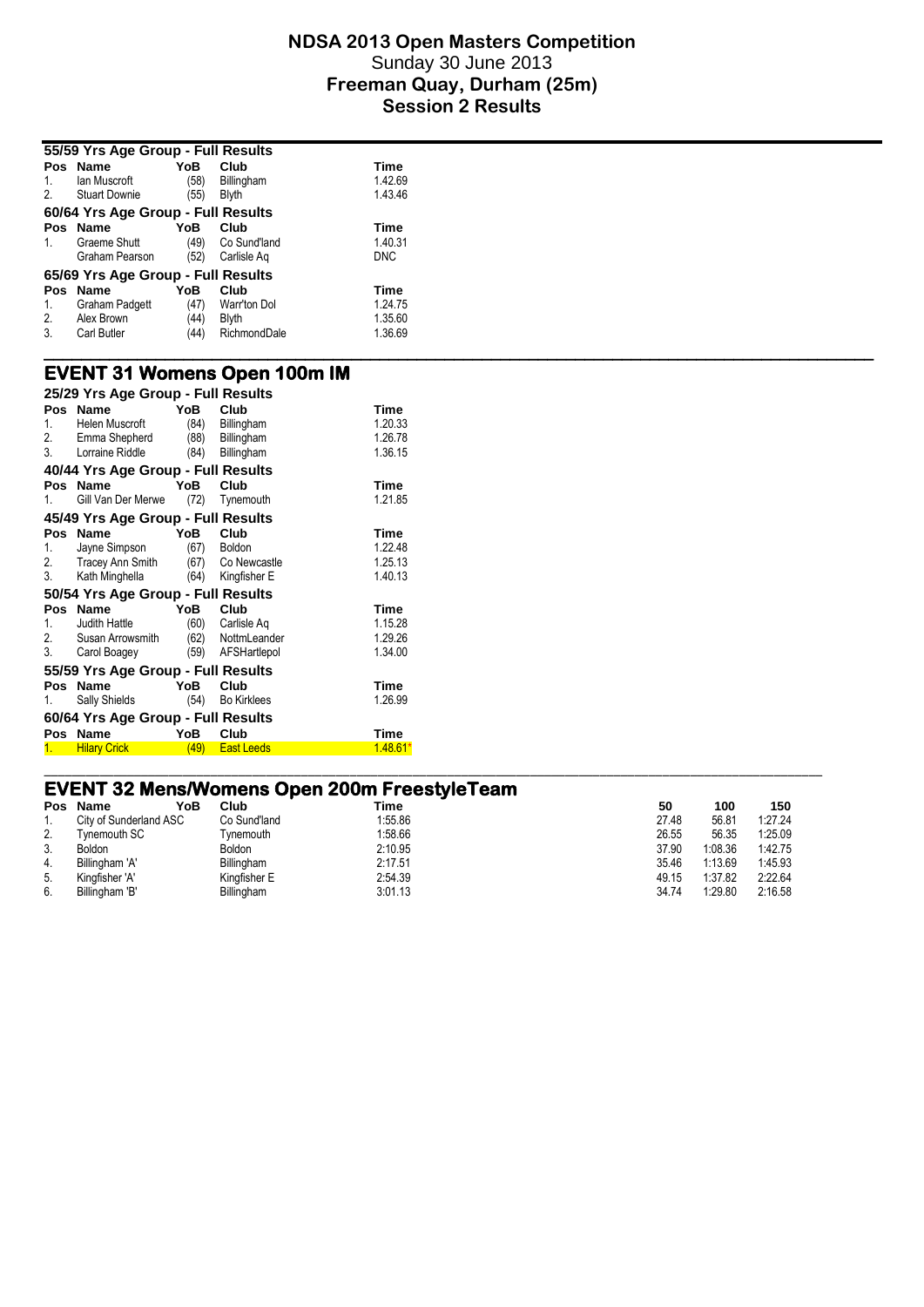# NDSA 2013 Open Masters Competition
Sunday 30 June 2013
**Freeman Quay, Durham (25m)**
**Session 2 Results**

### 55/59 Yrs Age Group - Full Results

| Pos | Name | YoB | Club | Time |
|---|---|---|---|---|
| 1. | Ian Muscroft | (58) | Billingham | 1.42.69 |
| 2. | Stuart Downie | (55) | Blyth | 1.43.46 |

### 60/64 Yrs Age Group - Full Results

| Pos | Name | YoB | Club | Time |
|---|---|---|---|---|
| 1. | Graeme Shutt | (49) | Co Sund'land | 1.40.31 |
| | Graham Pearson | (52) | Carlisle Aq | DNC |

### 65/69 Yrs Age Group - Full Results

| Pos | Name | YoB | Club | Time |
|---|---|---|---|---|
| 1. | Graham Padgett | (47) | Warr'ton Dol | 1.24.75 |
| 2. | Alex Brown | (44) | Blyth | 1.35.60 |
| 3. | Carl Butler | (44) | RichmondDale | 1.36.69 |

## EVENT 31 Womens Open 100m IM

### 25/29 Yrs Age Group - Full Results

| Pos | Name | YoB | Club | Time |
|---|---|---|---|---|
| 1. | Helen Muscroft | (84) | Billingham | 1.20.33 |
| 2. | Emma Shepherd | (88) | Billingham | 1.26.78 |
| 3. | Lorraine Riddle | (84) | Billingham | 1.36.15 |

### 40/44 Yrs Age Group - Full Results

| Pos | Name | YoB | Club | Time |
|---|---|---|---|---|
| 1. | Gill Van Der Merwe | (72) | Tynemouth | 1.21.85 |

### 45/49 Yrs Age Group - Full Results

| Pos | Name | YoB | Club | Time |
|---|---|---|---|---|
| 1. | Jayne Simpson | (67) | Boldon | 1.22.48 |
| 2. | Tracey Ann Smith | (67) | Co Newcastle | 1.25.13 |
| 3. | Kath Minghella | (64) | Kingfisher E | 1.40.13 |

### 50/54 Yrs Age Group - Full Results

| Pos | Name | YoB | Club | Time |
|---|---|---|---|---|
| 1. | Judith Hattle | (60) | Carlisle Aq | 1.15.28 |
| 2. | Susan Arrowsmith | (62) | NottmLeander | 1.29.26 |
| 3. | Carol Boagey | (59) | AFSHartlepol | 1.34.00 |

### 55/59 Yrs Age Group - Full Results

| Pos | Name | YoB | Club | Time |
|---|---|---|---|---|
| 1. | Sally Shields | (54) | Bo Kirklees | 1.26.99 |

### 60/64 Yrs Age Group - Full Results

| Pos | Name | YoB | Club | Time |
|---|---|---|---|---|
| 1. | Hilary Crick | (49) | East Leeds | 1.48.61* |

## EVENT 32 Mens/Womens Open 200m FreestyleTeam

| Pos | Name | YoB | Club | Time | 50 | 100 | 150 |
|---|---|---|---|---|---|---|---|
| 1. | City of Sunderland ASC | | Co Sund'land | 1:55.86 | 27.48 | 56.81 | 1:27.24 |
| 2. | Tynemouth SC | | Tynemouth | 1:58.66 | 26.55 | 56.35 | 1:25.09 |
| 3. | Boldon | | Boldon | 2:10.95 | 37.90 | 1:08.36 | 1:42.75 |
| 4. | Billingham 'A' | | Billingham | 2:17.51 | 35.46 | 1:13.69 | 1:45.93 |
| 5. | Kingfisher 'A' | | Kingfisher E | 2:54.39 | 49.15 | 1:37.82 | 2:22.64 |
| 6. | Billingham 'B' | | Billingham | 3:01.13 | 34.74 | 1:29.80 | 2:16.58 |